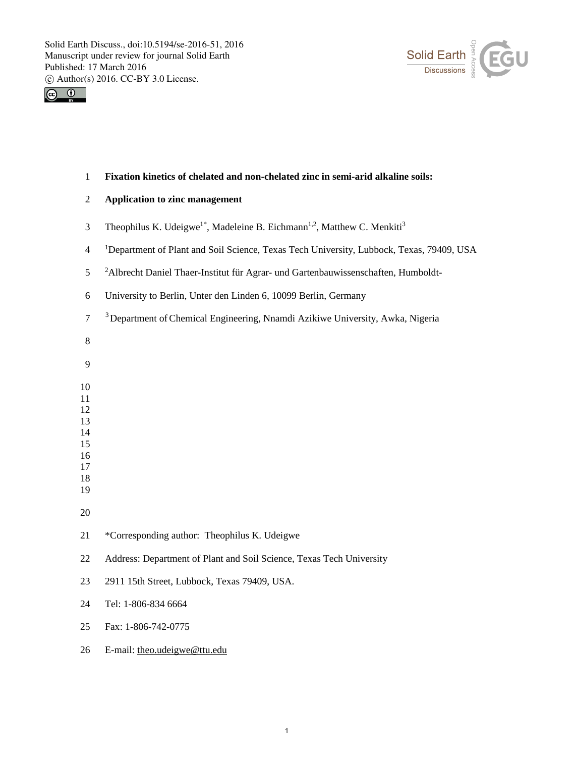# Fixation kinetics of chelated and non-chelated zinc in semi-arid alkaline soils: Application to zinc management

Theophilus K. Udeigwe[1*], Madeleine B. Eichmann[1,2], Matthew C. Menkiti[3]

[1]Department of Plant and Soil Science, Texas Tech University, Lubbock, Texas, 79409, USA

[2]Albrecht Daniel Thaer-Institut für Agrar- und Gartenbauwissenschaften, Humboldt-University to Berlin, Unter den Linden 6, 10099 Berlin, Germany

[3] Department of Chemical Engineering, Nnamdi Azikiwe University, Awka, Nigeria

*Corresponding author: Theophilus K. Udeigwe

Address: Department of Plant and Soil Science, Texas Tech University

2911 15th Street, Lubbock, Texas 79409, USA.

Tel: 1-806-834 6664

Fax: 1-806-742-0775

E-mail: theo.udeigwe@ttu.edu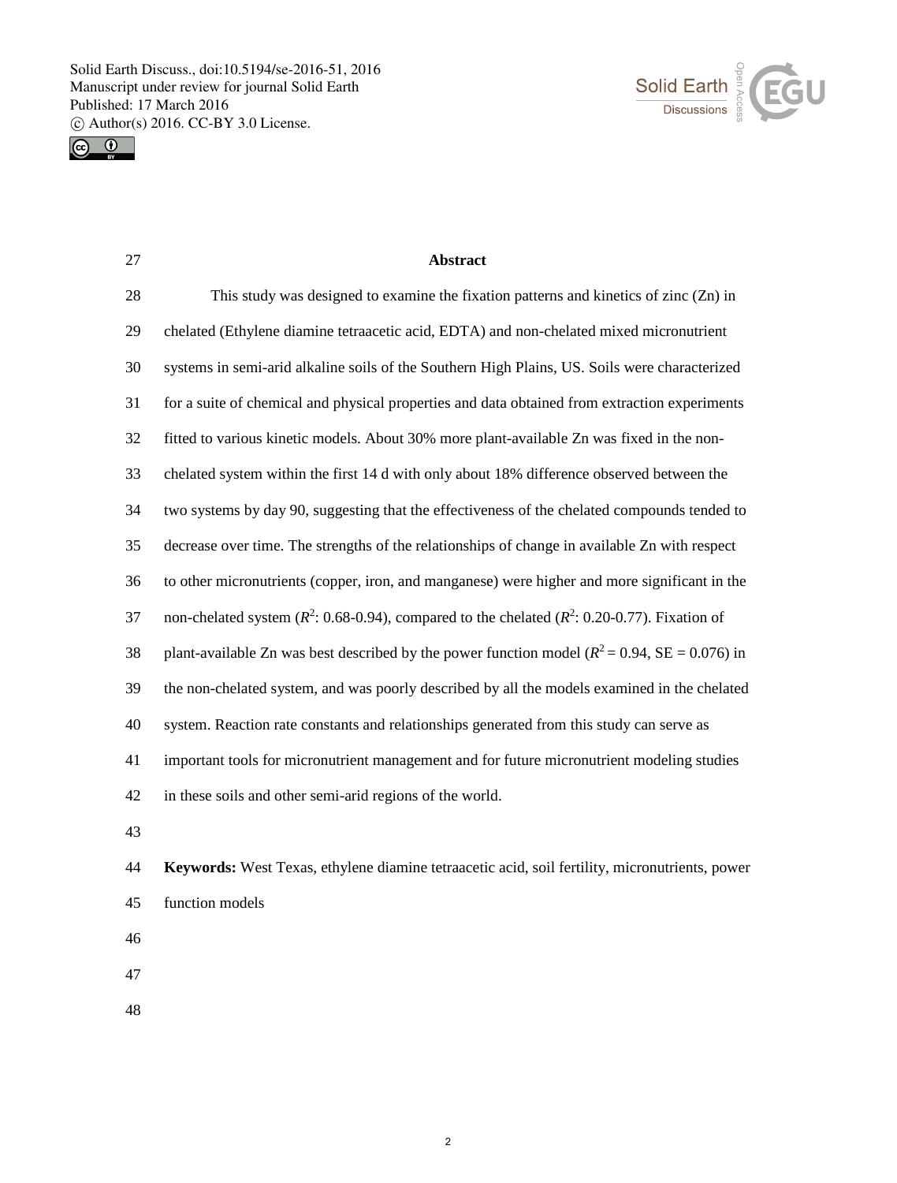## Abstract

This study was designed to examine the fixation patterns and kinetics of zinc (Zn) in chelated (Ethylene diamine tetraacetic acid, EDTA) and non-chelated mixed micronutrient systems in semi-arid alkaline soils of the Southern High Plains, US. Soils were characterized for a suite of chemical and physical properties and data obtained from extraction experiments fitted to various kinetic models. About 30% more plant-available Zn was fixed in the non-chelated system within the first 14 d with only about 18% difference observed between the two systems by day 90, suggesting that the effectiveness of the chelated compounds tended to decrease over time. The strengths of the relationships of change in available Zn with respect to other micronutrients (copper, iron, and manganese) were higher and more significant in the non-chelated system ($R^2$: 0.68-0.94), compared to the chelated ($R^2$: 0.20-0.77). Fixation of plant-available Zn was best described by the power function model ($R^2 = 0.94$, SE = 0.076) in the non-chelated system, and was poorly described by all the models examined in the chelated system. Reaction rate constants and relationships generated from this study can serve as important tools for micronutrient management and for future micronutrient modeling studies in these soils and other semi-arid regions of the world.

**Keywords:** West Texas, ethylene diamine tetraacetic acid, soil fertility, micronutrients, power function models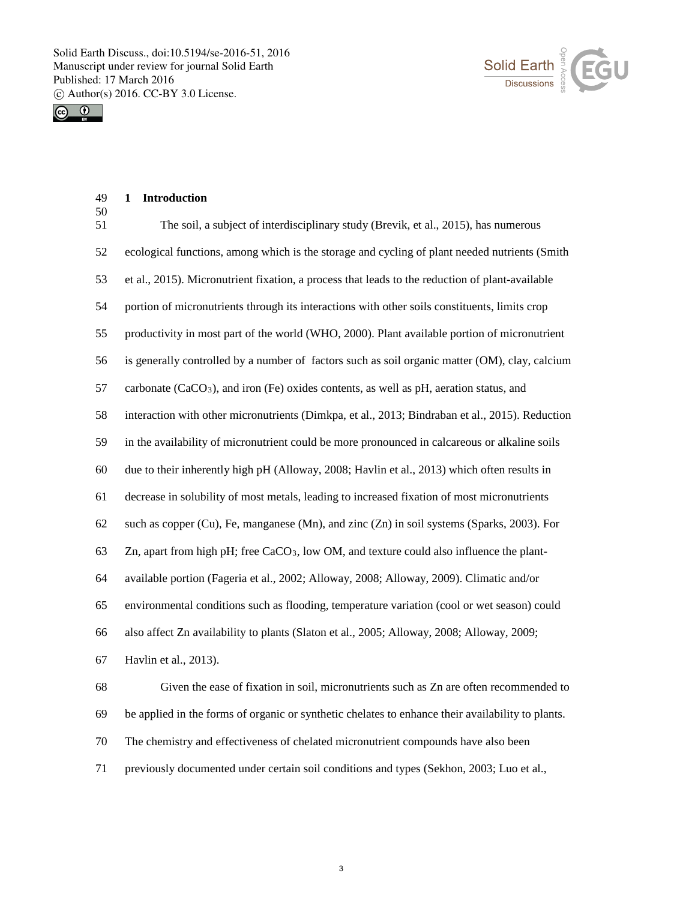## 1 Introduction

The soil, a subject of interdisciplinary study (Brevik, et al., 2015), has numerous ecological functions, among which is the storage and cycling of plant needed nutrients (Smith et al., 2015). Micronutrient fixation, a process that leads to the reduction of plant-available portion of micronutrients through its interactions with other soils constituents, limits crop productivity in most part of the world (WHO, 2000). Plant available portion of micronutrient is generally controlled by a number of factors such as soil organic matter (OM), clay, calcium carbonate ($CaCO_3$), and iron (Fe) oxides contents, as well as pH, aeration status, and interaction with other micronutrients (Dimkpa, et al., 2013; Bindraban et al., 2015). Reduction in the availability of micronutrient could be more pronounced in calcareous or alkaline soils due to their inherently high pH (Alloway, 2008; Havlin et al., 2013) which often results in decrease in solubility of most metals, leading to increased fixation of most micronutrients such as copper (Cu), Fe, manganese (Mn), and zinc (Zn) in soil systems (Sparks, 2003). For Zn, apart from high pH; free $CaCO_3$, low OM, and texture could also influence the plant-available portion (Fageria et al., 2002; Alloway, 2008; Alloway, 2009). Climatic and/or environmental conditions such as flooding, temperature variation (cool or wet season) could also affect Zn availability to plants (Slaton et al., 2005; Alloway, 2008; Alloway, 2009; Havlin et al., 2013).

Given the ease of fixation in soil, micronutrients such as Zn are often recommended to be applied in the forms of organic or synthetic chelates to enhance their availability to plants. The chemistry and effectiveness of chelated micronutrient compounds have also been previously documented under certain soil conditions and types (Sekhon, 2003; Luo et al.,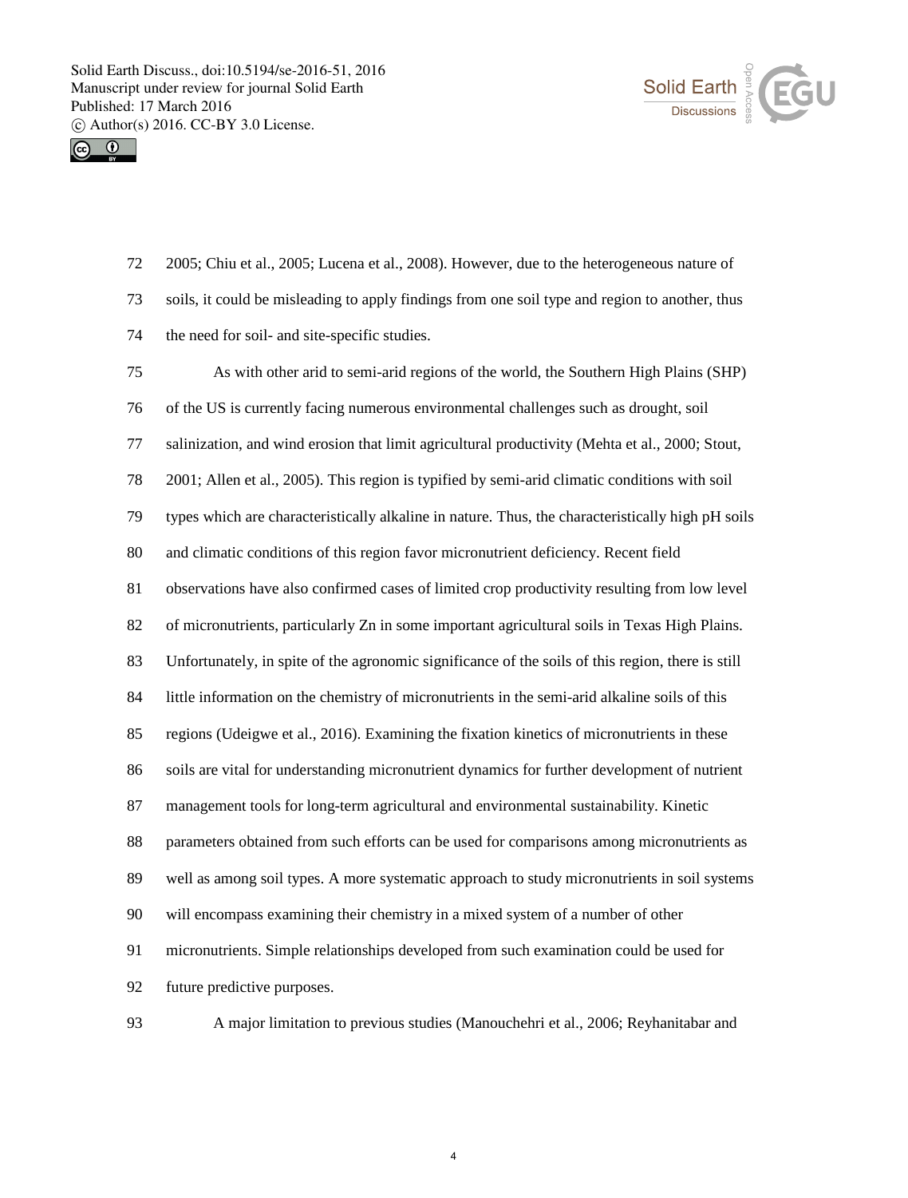2005; Chiu et al., 2005; Lucena et al., 2008). However, due to the heterogeneous nature of soils, it could be misleading to apply findings from one soil type and region to another, thus the need for soil- and site-specific studies.

As with other arid to semi-arid regions of the world, the Southern High Plains (SHP) of the US is currently facing numerous environmental challenges such as drought, soil salinization, and wind erosion that limit agricultural productivity (Mehta et al., 2000; Stout, 2001; Allen et al., 2005). This region is typified by semi-arid climatic conditions with soil types which are characteristically alkaline in nature. Thus, the characteristically high pH soils and climatic conditions of this region favor micronutrient deficiency. Recent field observations have also confirmed cases of limited crop productivity resulting from low level of micronutrients, particularly Zn in some important agricultural soils in Texas High Plains. Unfortunately, in spite of the agronomic significance of the soils of this region, there is still little information on the chemistry of micronutrients in the semi-arid alkaline soils of this regions (Udeigwe et al., 2016). Examining the fixation kinetics of micronutrients in these soils are vital for understanding micronutrient dynamics for further development of nutrient management tools for long-term agricultural and environmental sustainability. Kinetic parameters obtained from such efforts can be used for comparisons among micronutrients as well as among soil types. A more systematic approach to study micronutrients in soil systems will encompass examining their chemistry in a mixed system of a number of other micronutrients. Simple relationships developed from such examination could be used for future predictive purposes.

A major limitation to previous studies (Manouchehri et al., 2006; Reyhanitabar and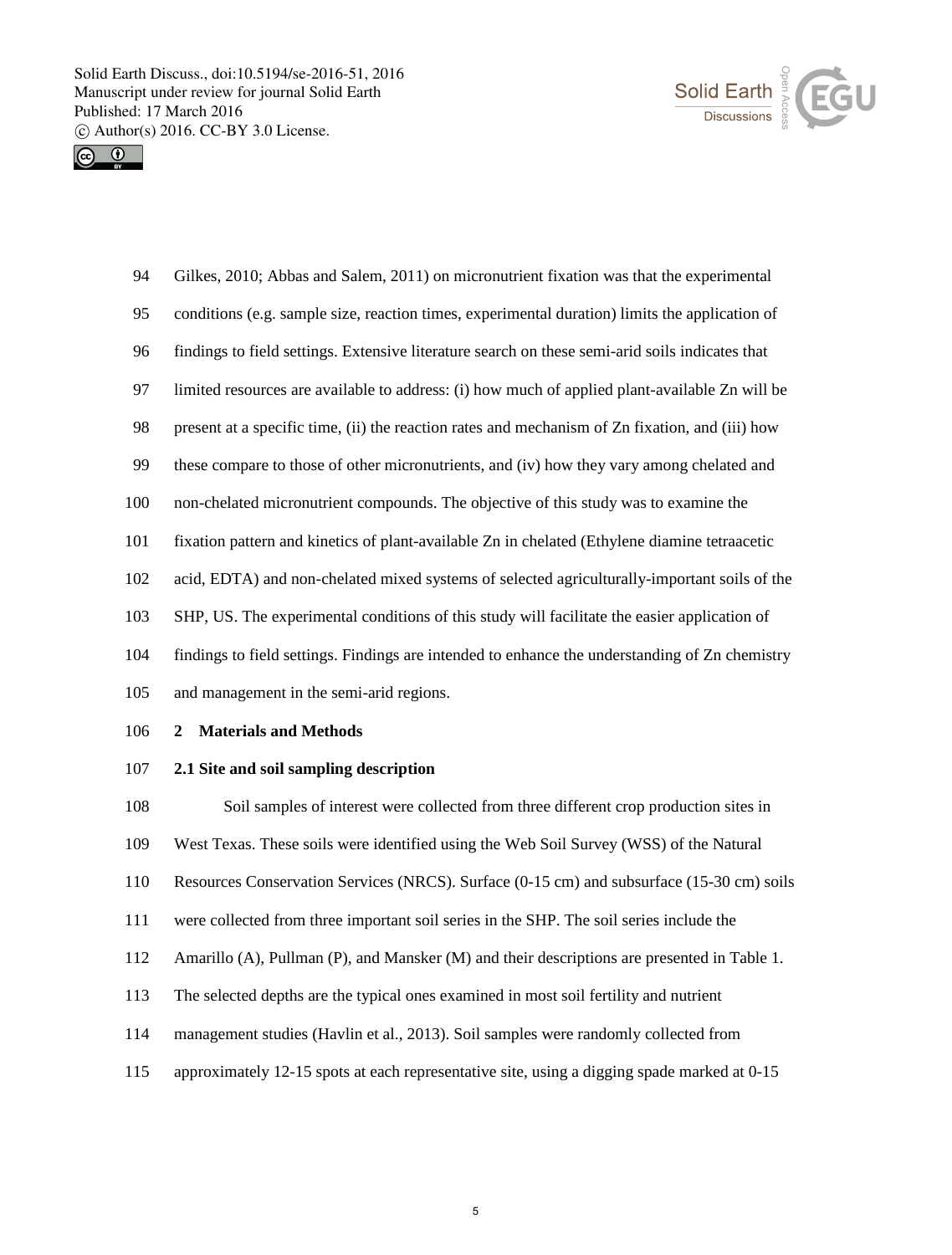Gilkes, 2010; Abbas and Salem, 2011) on micronutrient fixation was that the experimental conditions (e.g. sample size, reaction times, experimental duration) limits the application of findings to field settings. Extensive literature search on these semi-arid soils indicates that limited resources are available to address: (i) how much of applied plant-available Zn will be present at a specific time, (ii) the reaction rates and mechanism of Zn fixation, and (iii) how these compare to those of other micronutrients, and (iv) how they vary among chelated and non-chelated micronutrient compounds. The objective of this study was to examine the fixation pattern and kinetics of plant-available Zn in chelated (Ethylene diamine tetraacetic acid, EDTA) and non-chelated mixed systems of selected agriculturally-important soils of the SHP, US. The experimental conditions of this study will facilitate the easier application of findings to field settings. Findings are intended to enhance the understanding of Zn chemistry and management in the semi-arid regions.

## 2 Materials and Methods

### 2.1 Site and soil sampling description

Soil samples of interest were collected from three different crop production sites in West Texas. These soils were identified using the Web Soil Survey (WSS) of the Natural Resources Conservation Services (NRCS). Surface (0-15 cm) and subsurface (15-30 cm) soils were collected from three important soil series in the SHP. The soil series include the Amarillo (A), Pullman (P), and Mansker (M) and their descriptions are presented in Table 1. The selected depths are the typical ones examined in most soil fertility and nutrient management studies (Havlin et al., 2013). Soil samples were randomly collected from approximately 12-15 spots at each representative site, using a digging spade marked at 0-15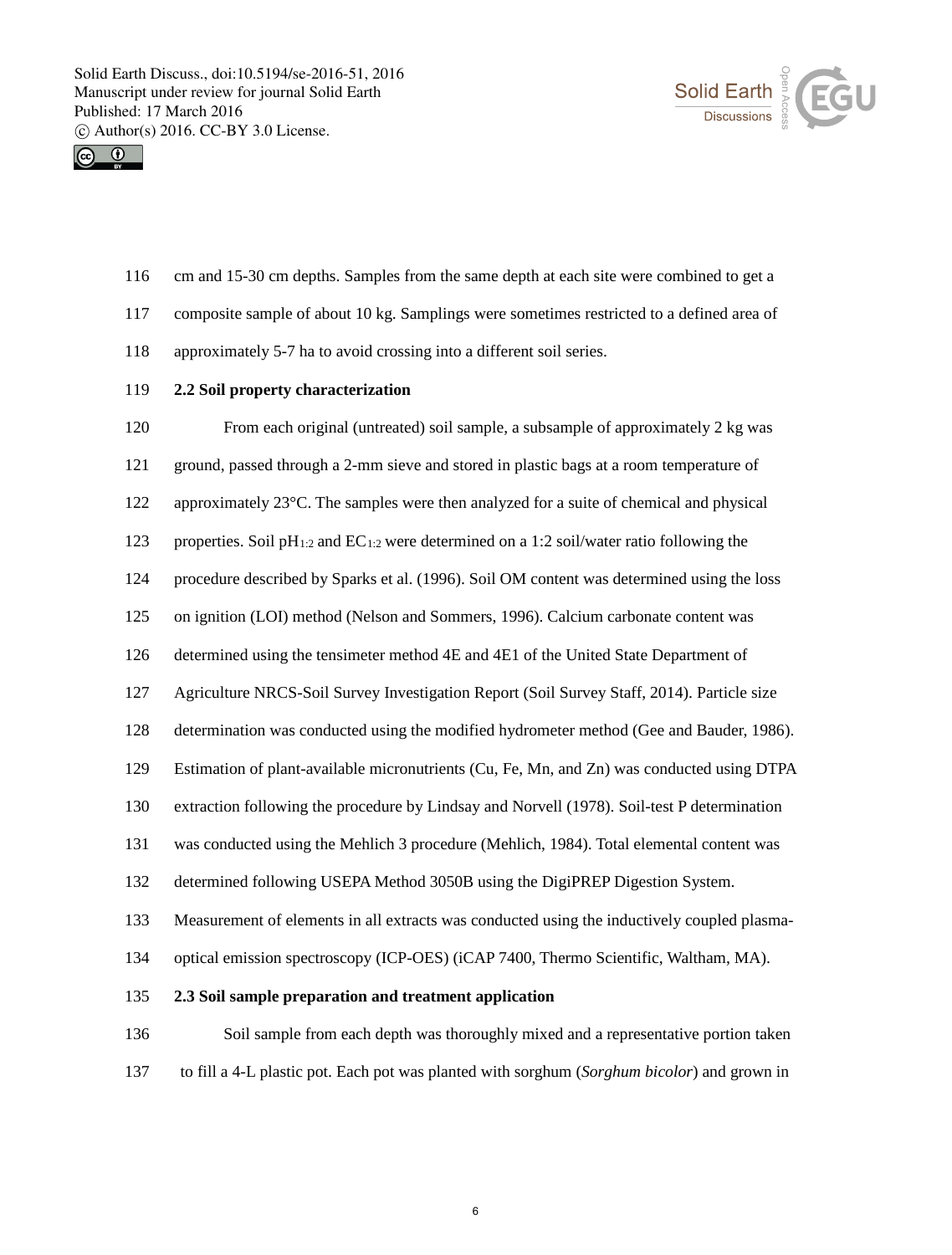cm and 15-30 cm depths. Samples from the same depth at each site were combined to get a composite sample of about 10 kg. Samplings were sometimes restricted to a defined area of approximately 5-7 ha to avoid crossing into a different soil series.

**2.2 Soil property characterization**

From each original (untreated) soil sample, a subsample of approximately 2 kg was ground, passed through a 2-mm sieve and stored in plastic bags at a room temperature of approximately 23°C. The samples were then analyzed for a suite of chemical and physical properties. Soil $pH_{1:2}$ and $EC_{1:2}$ were determined on a 1:2 soil/water ratio following the procedure described by Sparks et al. (1996). Soil OM content was determined using the loss on ignition (LOI) method (Nelson and Sommers, 1996). Calcium carbonate content was determined using the tensimeter method 4E and 4E1 of the United State Department of Agriculture NRCS-Soil Survey Investigation Report (Soil Survey Staff, 2014). Particle size determination was conducted using the modified hydrometer method (Gee and Bauder, 1986). Estimation of plant-available micronutrients (Cu, Fe, Mn, and Zn) was conducted using DTPA extraction following the procedure by Lindsay and Norvell (1978). Soil-test P determination was conducted using the Mehlich 3 procedure (Mehlich, 1984). Total elemental content was determined following USEPA Method 3050B using the DigiPREP Digestion System. Measurement of elements in all extracts was conducted using the inductively coupled plasma-optical emission spectroscopy (ICP-OES) (iCAP 7400, Thermo Scientific, Waltham, MA).

**2.3 Soil sample preparation and treatment application**

Soil sample from each depth was thoroughly mixed and a representative portion taken to fill a 4-L plastic pot. Each pot was planted with sorghum (*Sorghum bicolor*) and grown in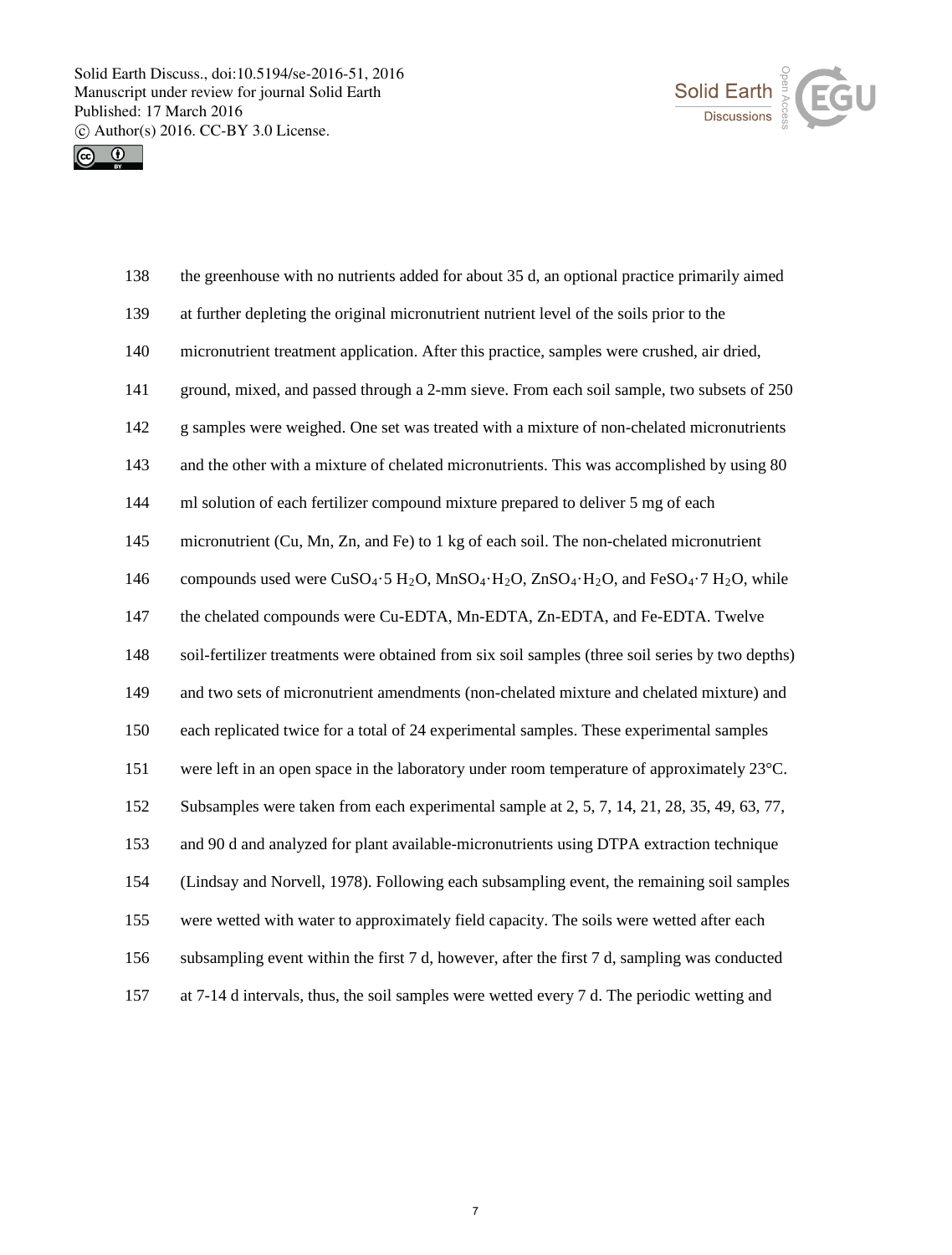the greenhouse with no nutrients added for about 35 d, an optional practice primarily aimed at further depleting the original micronutrient nutrient level of the soils prior to the micronutrient treatment application. After this practice, samples were crushed, air dried, ground, mixed, and passed through a 2-mm sieve. From each soil sample, two subsets of 250 g samples were weighed. One set was treated with a mixture of non-chelated micronutrients and the other with a mixture of chelated micronutrients. This was accomplished by using 80 ml solution of each fertilizer compound mixture prepared to deliver 5 mg of each micronutrient (Cu, Mn, Zn, and Fe) to 1 kg of each soil. The non-chelated micronutrient compounds used were $CuSO_4 \cdot 5\,H_2O$, $MnSO_4 \cdot H_2O$, $ZnSO_4 \cdot H_2O$, and $FeSO_4 \cdot 7\,H_2O$, while the chelated compounds were Cu-EDTA, Mn-EDTA, Zn-EDTA, and Fe-EDTA. Twelve soil-fertilizer treatments were obtained from six soil samples (three soil series by two depths) and two sets of micronutrient amendments (non-chelated mixture and chelated mixture) and each replicated twice for a total of 24 experimental samples. These experimental samples were left in an open space in the laboratory under room temperature of approximately 23°C. Subsamples were taken from each experimental sample at 2, 5, 7, 14, 21, 28, 35, 49, 63, 77, and 90 d and analyzed for plant available-micronutrients using DTPA extraction technique (Lindsay and Norvell, 1978). Following each subsampling event, the remaining soil samples were wetted with water to approximately field capacity. The soils were wetted after each subsampling event within the first 7 d, however, after the first 7 d, sampling was conducted at 7-14 d intervals, thus, the soil samples were wetted every 7 d. The periodic wetting and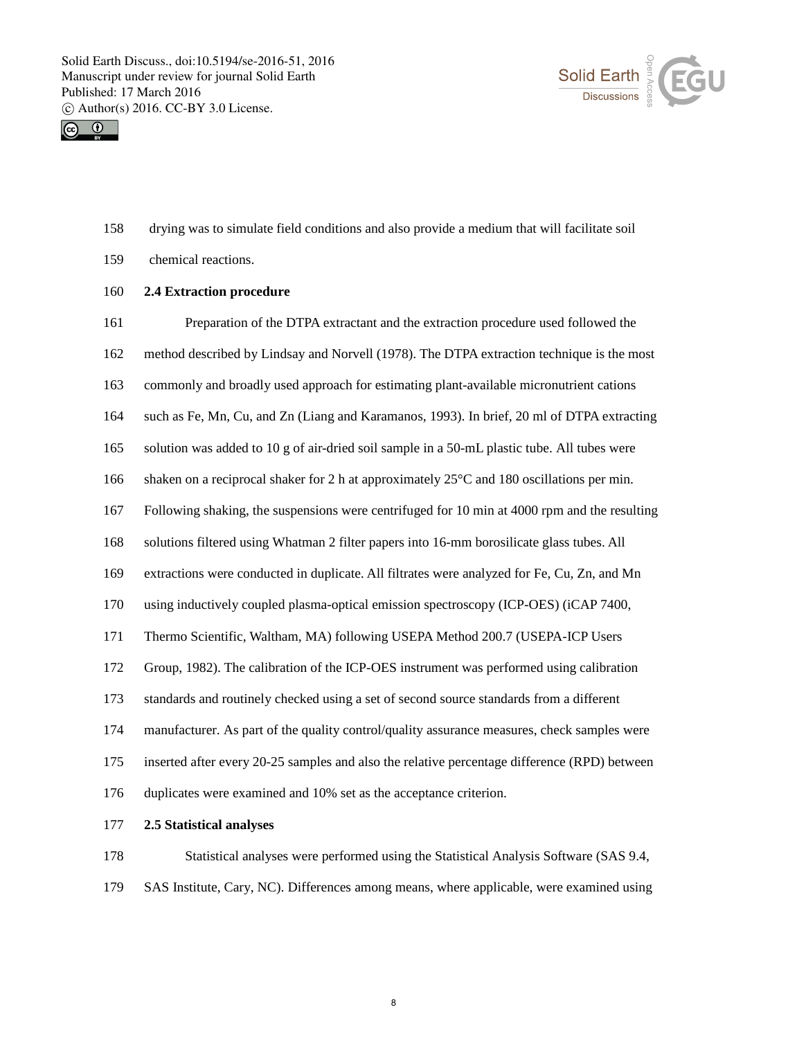drying was to simulate field conditions and also provide a medium that will facilitate soil chemical reactions.

### 2.4 Extraction procedure

Preparation of the DTPA extractant and the extraction procedure used followed the method described by Lindsay and Norvell (1978). The DTPA extraction technique is the most commonly and broadly used approach for estimating plant-available micronutrient cations such as Fe, Mn, Cu, and Zn (Liang and Karamanos, 1993). In brief, 20 ml of DTPA extracting solution was added to 10 g of air-dried soil sample in a 50-mL plastic tube. All tubes were shaken on a reciprocal shaker for 2 h at approximately 25°C and 180 oscillations per min. Following shaking, the suspensions were centrifuged for 10 min at 4000 rpm and the resulting solutions filtered using Whatman 2 filter papers into 16-mm borosilicate glass tubes. All extractions were conducted in duplicate. All filtrates were analyzed for Fe, Cu, Zn, and Mn using inductively coupled plasma-optical emission spectroscopy (ICP-OES) (iCAP 7400, Thermo Scientific, Waltham, MA) following USEPA Method 200.7 (USEPA-ICP Users Group, 1982). The calibration of the ICP-OES instrument was performed using calibration standards and routinely checked using a set of second source standards from a different manufacturer. As part of the quality control/quality assurance measures, check samples were inserted after every 20-25 samples and also the relative percentage difference (RPD) between duplicates were examined and 10% set as the acceptance criterion.

### 2.5 Statistical analyses

Statistical analyses were performed using the Statistical Analysis Software (SAS 9.4, SAS Institute, Cary, NC). Differences among means, where applicable, were examined using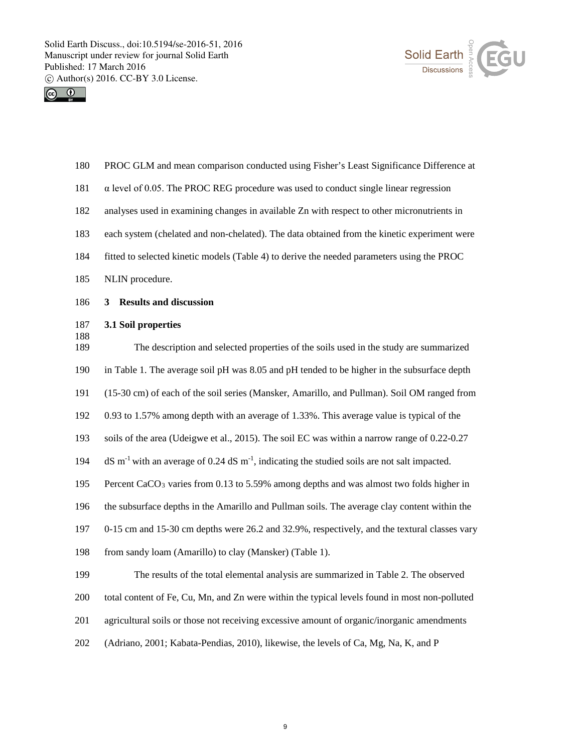PROC GLM and mean comparison conducted using Fisher's Least Significance Difference at α level of 0.05. The PROC REG procedure was used to conduct single linear regression analyses used in examining changes in available Zn with respect to other micronutrients in each system (chelated and non-chelated). The data obtained from the kinetic experiment were fitted to selected kinetic models (Table 4) to derive the needed parameters using the PROC NLIN procedure.

## 3 Results and discussion

### 3.1 Soil properties

The description and selected properties of the soils used in the study are summarized in Table 1. The average soil pH was 8.05 and pH tended to be higher in the subsurface depth (15-30 cm) of each of the soil series (Mansker, Amarillo, and Pullman). Soil OM ranged from 0.93 to 1.57% among depth with an average of 1.33%. This average value is typical of the soils of the area (Udeigwe et al., 2015). The soil EC was within a narrow range of 0.22-0.27 dS $m^{-1}$ with an average of 0.24 dS $m^{-1}$, indicating the studied soils are not salt impacted. Percent $CaCO_3$ varies from 0.13 to 5.59% among depths and was almost two folds higher in the subsurface depths in the Amarillo and Pullman soils. The average clay content within the 0-15 cm and 15-30 cm depths were 26.2 and 32.9%, respectively, and the textural classes vary from sandy loam (Amarillo) to clay (Mansker) (Table 1).

The results of the total elemental analysis are summarized in Table 2. The observed total content of Fe, Cu, Mn, and Zn were within the typical levels found in most non-polluted agricultural soils or those not receiving excessive amount of organic/inorganic amendments (Adriano, 2001; Kabata-Pendias, 2010), likewise, the levels of Ca, Mg, Na, K, and P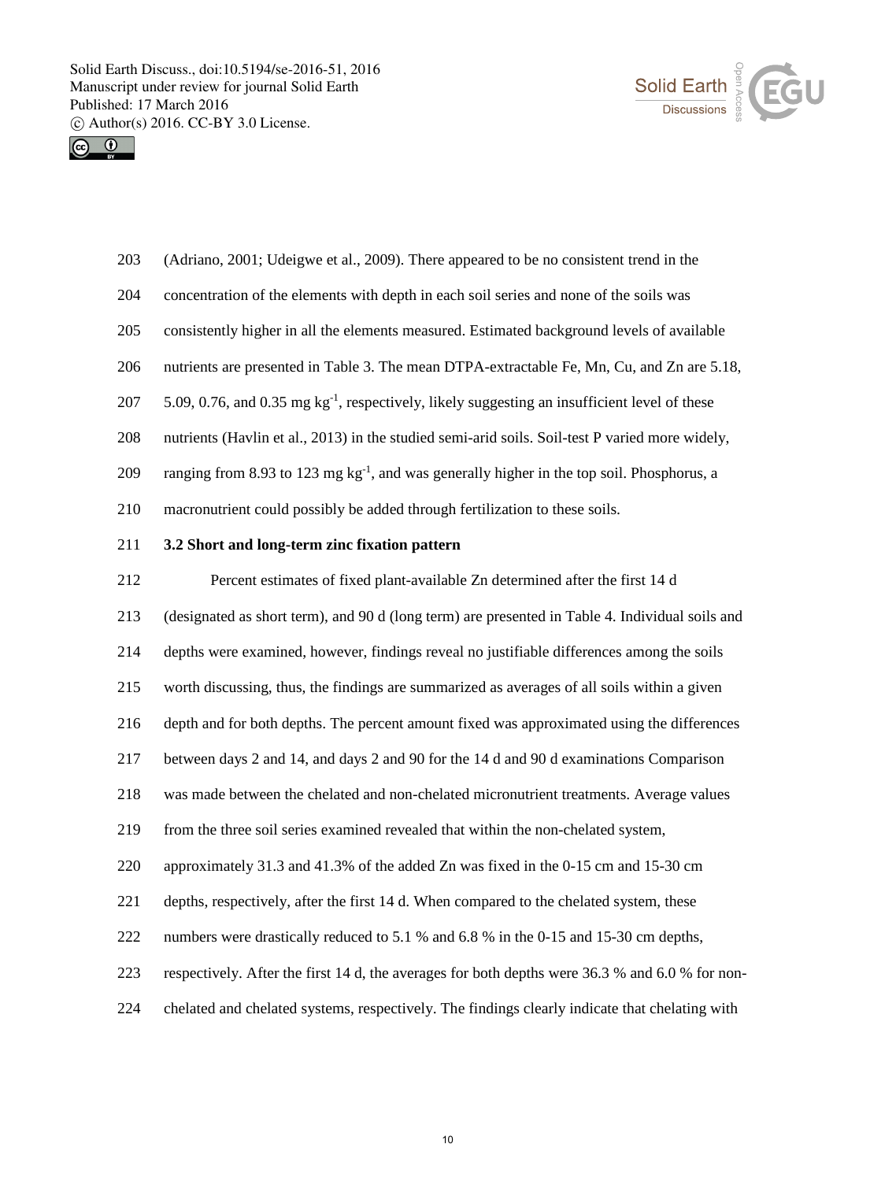(Adriano, 2001; Udeigwe et al., 2009). There appeared to be no consistent trend in the concentration of the elements with depth in each soil series and none of the soils was consistently higher in all the elements measured. Estimated background levels of available nutrients are presented in Table 3. The mean DTPA-extractable Fe, Mn, Cu, and Zn are 5.18, 5.09, 0.76, and 0.35 mg $kg^{-1}$, respectively, likely suggesting an insufficient level of these nutrients (Havlin et al., 2013) in the studied semi-arid soils. Soil-test P varied more widely, ranging from 8.93 to 123 mg $kg^{-1}$, and was generally higher in the top soil. Phosphorus, a macronutrient could possibly be added through fertilization to these soils.

### 3.2 Short and long-term zinc fixation pattern

Percent estimates of fixed plant-available Zn determined after the first 14 d (designated as short term), and 90 d (long term) are presented in Table 4. Individual soils and depths were examined, however, findings reveal no justifiable differences among the soils worth discussing, thus, the findings are summarized as averages of all soils within a given depth and for both depths. The percent amount fixed was approximated using the differences between days 2 and 14, and days 2 and 90 for the 14 d and 90 d examinations Comparison was made between the chelated and non-chelated micronutrient treatments. Average values from the three soil series examined revealed that within the non-chelated system, approximately 31.3 and 41.3% of the added Zn was fixed in the 0-15 cm and 15-30 cm depths, respectively, after the first 14 d. When compared to the chelated system, these numbers were drastically reduced to 5.1 % and 6.8 % in the 0-15 and 15-30 cm depths, respectively. After the first 14 d, the averages for both depths were 36.3 % and 6.0 % for non-chelated and chelated systems, respectively. The findings clearly indicate that chelating with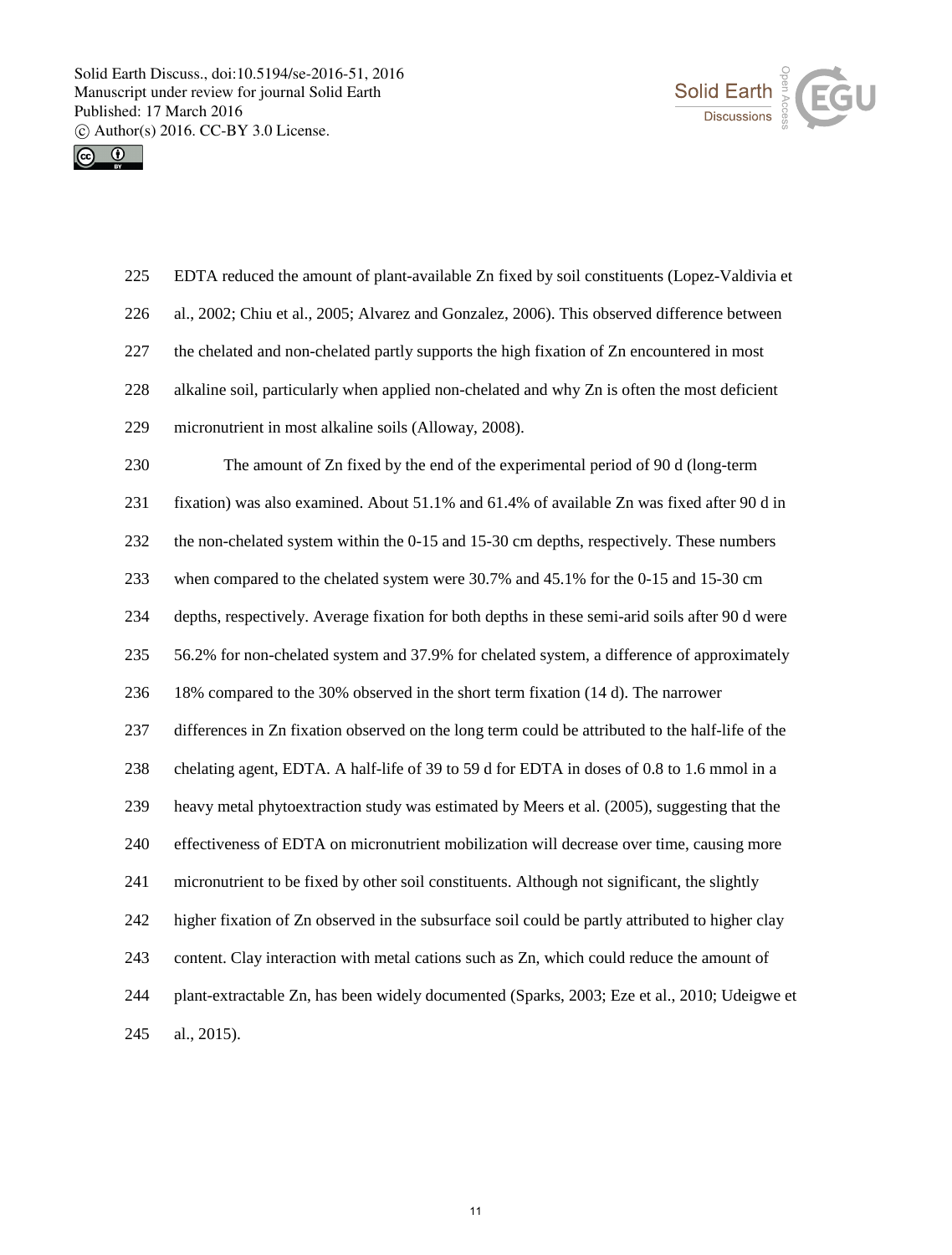EDTA reduced the amount of plant-available Zn fixed by soil constituents (Lopez-Valdivia et al., 2002; Chiu et al., 2005; Alvarez and Gonzalez, 2006). This observed difference between the chelated and non-chelated partly supports the high fixation of Zn encountered in most alkaline soil, particularly when applied non-chelated and why Zn is often the most deficient micronutrient in most alkaline soils (Alloway, 2008).

The amount of Zn fixed by the end of the experimental period of 90 d (long-term fixation) was also examined. About 51.1% and 61.4% of available Zn was fixed after 90 d in the non-chelated system within the 0-15 and 15-30 cm depths, respectively. These numbers when compared to the chelated system were 30.7% and 45.1% for the 0-15 and 15-30 cm depths, respectively. Average fixation for both depths in these semi-arid soils after 90 d were 56.2% for non-chelated system and 37.9% for chelated system, a difference of approximately 18% compared to the 30% observed in the short term fixation (14 d). The narrower differences in Zn fixation observed on the long term could be attributed to the half-life of the chelating agent, EDTA. A half-life of 39 to 59 d for EDTA in doses of 0.8 to 1.6 mmol in a heavy metal phytoextraction study was estimated by Meers et al. (2005), suggesting that the effectiveness of EDTA on micronutrient mobilization will decrease over time, causing more micronutrient to be fixed by other soil constituents. Although not significant, the slightly higher fixation of Zn observed in the subsurface soil could be partly attributed to higher clay content. Clay interaction with metal cations such as Zn, which could reduce the amount of plant-extractable Zn, has been widely documented (Sparks, 2003; Eze et al., 2010; Udeigwe et al., 2015).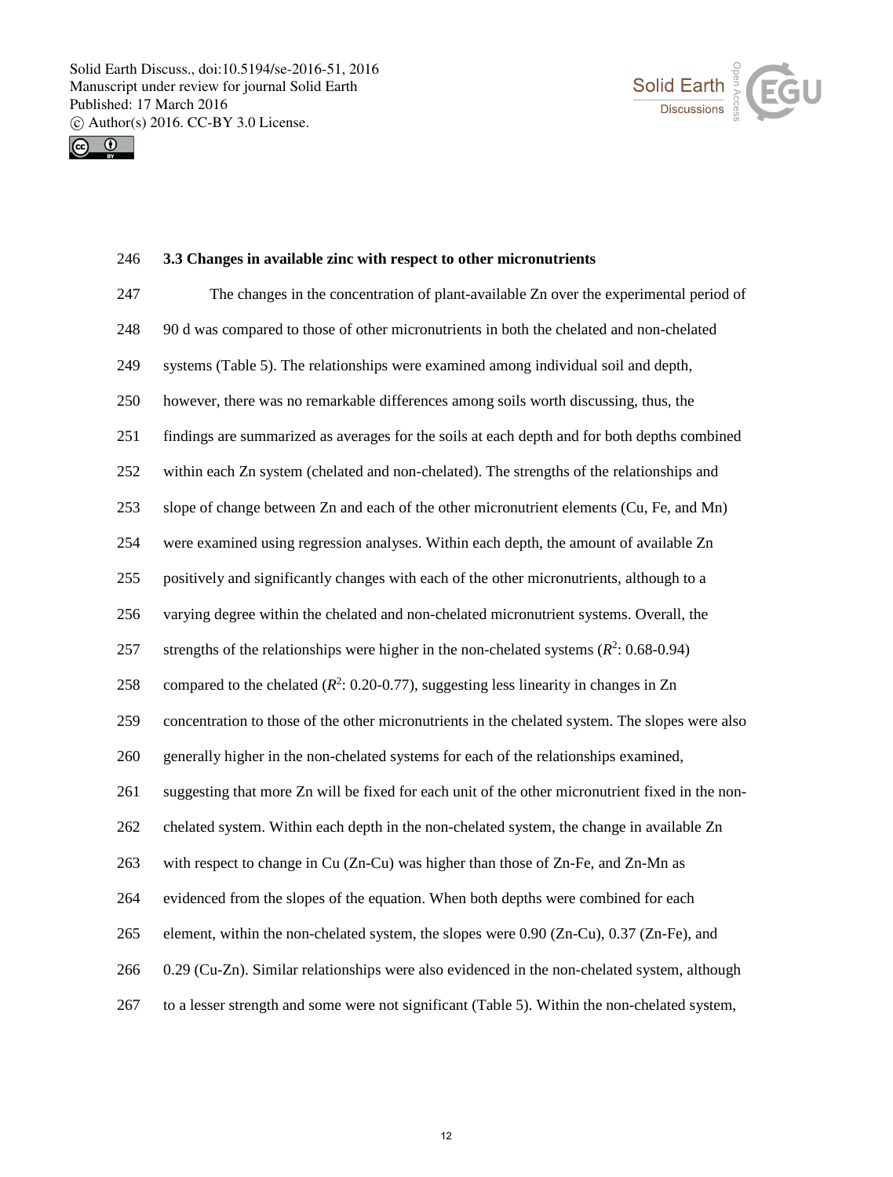### 3.3 Changes in available zinc with respect to other micronutrients

The changes in the concentration of plant-available Zn over the experimental period of 90 d was compared to those of other micronutrients in both the chelated and non-chelated systems (Table 5). The relationships were examined among individual soil and depth, however, there was no remarkable differences among soils worth discussing, thus, the findings are summarized as averages for the soils at each depth and for both depths combined within each Zn system (chelated and non-chelated). The strengths of the relationships and slope of change between Zn and each of the other micronutrient elements (Cu, Fe, and Mn) were examined using regression analyses. Within each depth, the amount of available Zn positively and significantly changes with each of the other micronutrients, although to a varying degree within the chelated and non-chelated micronutrient systems. Overall, the strengths of the relationships were higher in the non-chelated systems ($R^2$: 0.68-0.94) compared to the chelated ($R^2$: 0.20-0.77), suggesting less linearity in changes in Zn concentration to those of the other micronutrients in the chelated system. The slopes were also generally higher in the non-chelated systems for each of the relationships examined, suggesting that more Zn will be fixed for each unit of the other micronutrient fixed in the non-chelated system. Within each depth in the non-chelated system, the change in available Zn with respect to change in Cu (Zn-Cu) was higher than those of Zn-Fe, and Zn-Mn as evidenced from the slopes of the equation. When both depths were combined for each element, within the non-chelated system, the slopes were 0.90 (Zn-Cu), 0.37 (Zn-Fe), and 0.29 (Cu-Zn). Similar relationships were also evidenced in the non-chelated system, although to a lesser strength and some were not significant (Table 5). Within the non-chelated system,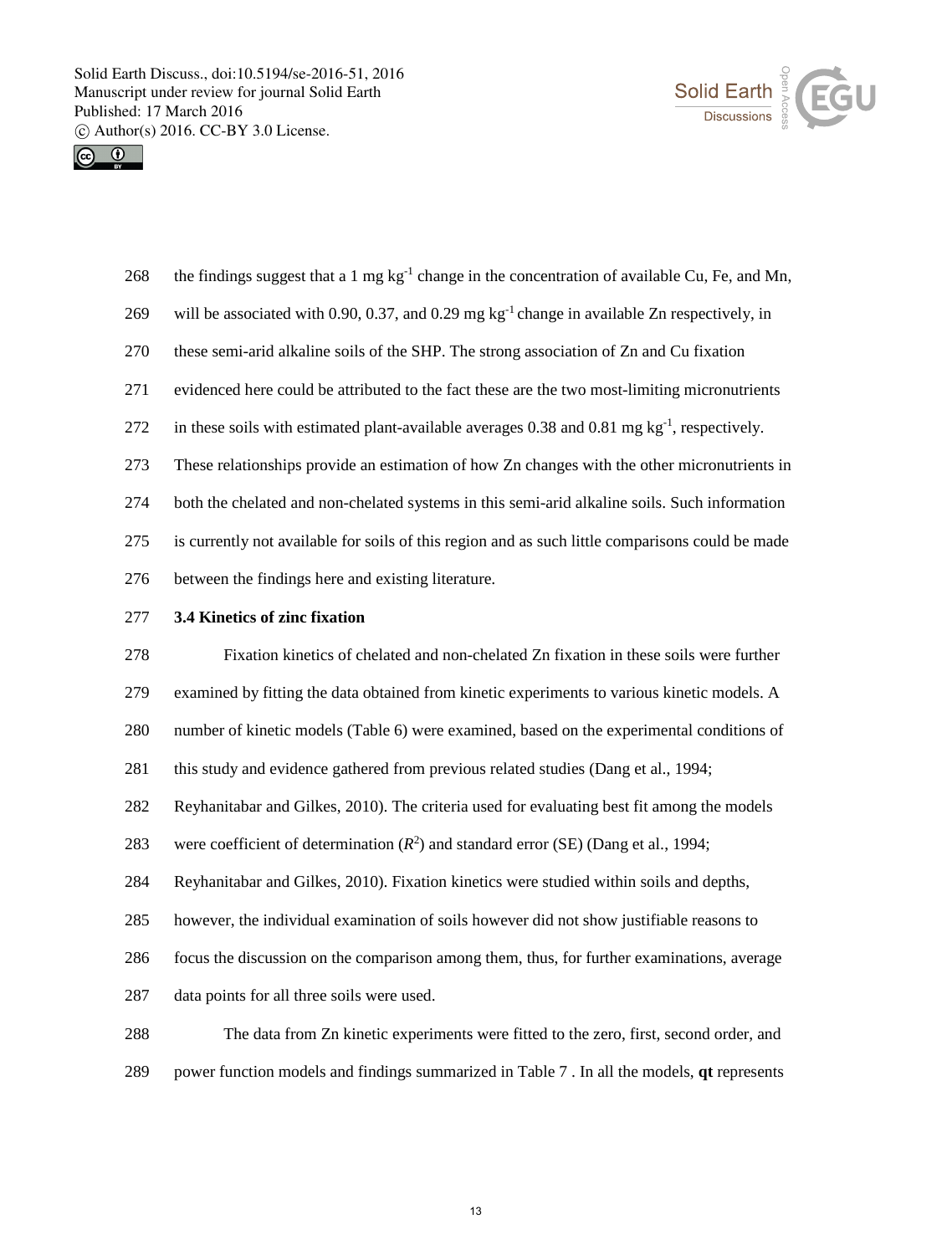the findings suggest that a 1 mg $kg^{-1}$ change in the concentration of available Cu, Fe, and Mn, will be associated with 0.90, 0.37, and 0.29 mg $kg^{-1}$ change in available Zn respectively, in these semi-arid alkaline soils of the SHP. The strong association of Zn and Cu fixation evidenced here could be attributed to the fact these are the two most-limiting micronutrients in these soils with estimated plant-available averages 0.38 and 0.81 mg $kg^{-1}$, respectively. These relationships provide an estimation of how Zn changes with the other micronutrients in both the chelated and non-chelated systems in this semi-arid alkaline soils. Such information is currently not available for soils of this region and as such little comparisons could be made between the findings here and existing literature.

### 3.4 Kinetics of zinc fixation

Fixation kinetics of chelated and non-chelated Zn fixation in these soils were further examined by fitting the data obtained from kinetic experiments to various kinetic models. A number of kinetic models (Table 6) were examined, based on the experimental conditions of this study and evidence gathered from previous related studies (Dang et al., 1994; Reyhanitabar and Gilkes, 2010). The criteria used for evaluating best fit among the models were coefficient of determination ($R^2$) and standard error (SE) (Dang et al., 1994; Reyhanitabar and Gilkes, 2010). Fixation kinetics were studied within soils and depths, however, the individual examination of soils however did not show justifiable reasons to focus the discussion on the comparison among them, thus, for further examinations, average data points for all three soils were used.

The data from Zn kinetic experiments were fitted to the zero, first, second order, and power function models and findings summarized in Table 7 . In all the models, **qt** represents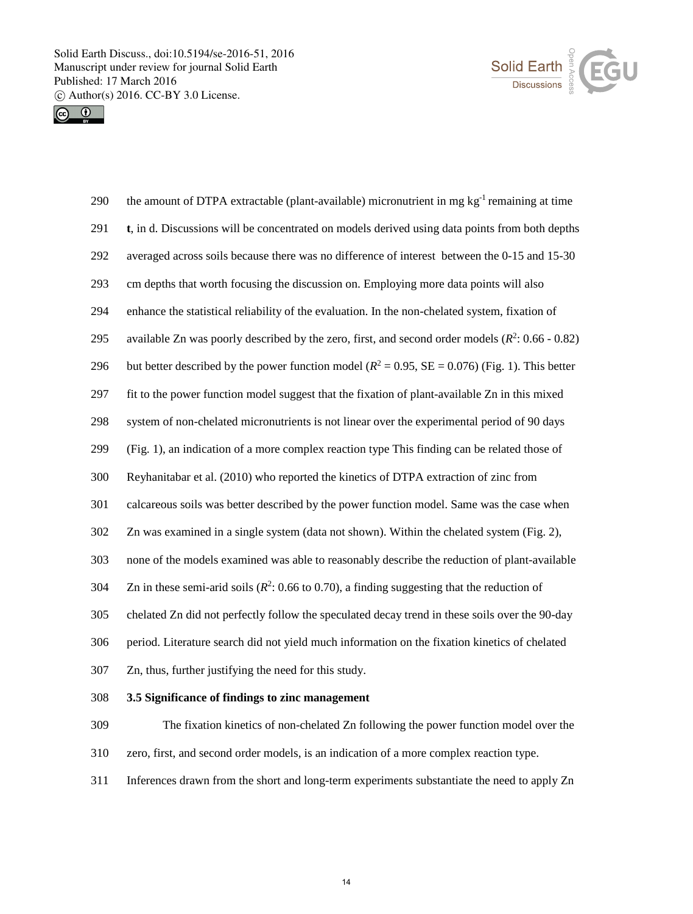the amount of DTPA extractable (plant-available) micronutrient in mg $kg^{-1}$ remaining at time **t**, in d. Discussions will be concentrated on models derived using data points from both depths averaged across soils because there was no difference of interest between the 0-15 and 15-30 cm depths that worth focusing the discussion on. Employing more data points will also enhance the statistical reliability of the evaluation. In the non-chelated system, fixation of available Zn was poorly described by the zero, first, and second order models ($R^2$: 0.66 - 0.82) but better described by the power function model ($R^2 = 0.95$, SE = 0.076) (Fig. 1). This better fit to the power function model suggest that the fixation of plant-available Zn in this mixed system of non-chelated micronutrients is not linear over the experimental period of 90 days (Fig. 1), an indication of a more complex reaction type This finding can be related those of Reyhanitabar et al. (2010) who reported the kinetics of DTPA extraction of zinc from calcareous soils was better described by the power function model. Same was the case when Zn was examined in a single system (data not shown). Within the chelated system (Fig. 2), none of the models examined was able to reasonably describe the reduction of plant-available Zn in these semi-arid soils ($R^2$: 0.66 to 0.70), a finding suggesting that the reduction of chelated Zn did not perfectly follow the speculated decay trend in these soils over the 90-day period. Literature search did not yield much information on the fixation kinetics of chelated Zn, thus, further justifying the need for this study.

### 3.5 Significance of findings to zinc management

The fixation kinetics of non-chelated Zn following the power function model over the zero, first, and second order models, is an indication of a more complex reaction type. Inferences drawn from the short and long-term experiments substantiate the need to apply Zn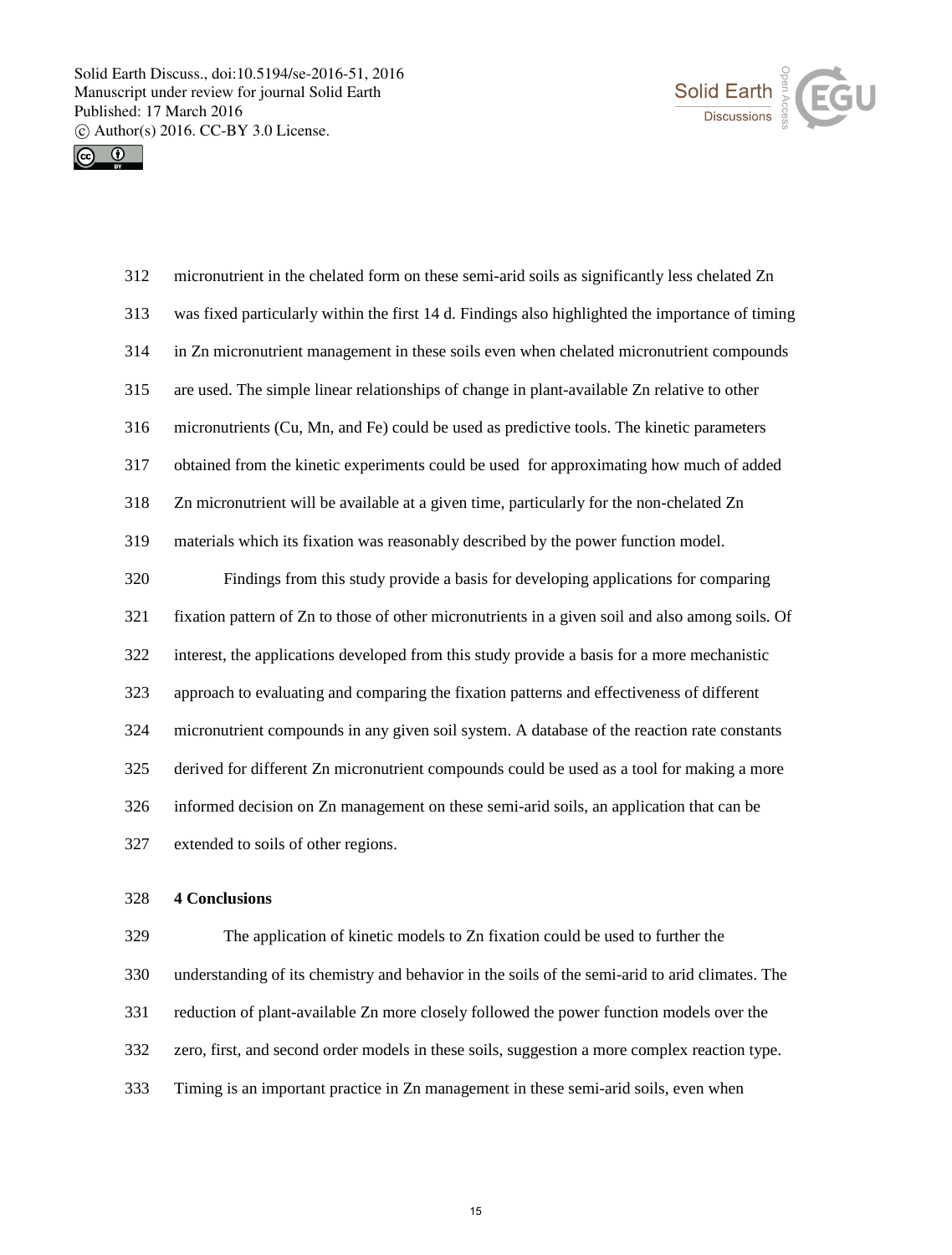micronutrient in the chelated form on these semi-arid soils as significantly less chelated Zn was fixed particularly within the first 14 d. Findings also highlighted the importance of timing in Zn micronutrient management in these soils even when chelated micronutrient compounds are used. The simple linear relationships of change in plant-available Zn relative to other micronutrients (Cu, Mn, and Fe) could be used as predictive tools. The kinetic parameters obtained from the kinetic experiments could be used for approximating how much of added Zn micronutrient will be available at a given time, particularly for the non-chelated Zn materials which its fixation was reasonably described by the power function model.

Findings from this study provide a basis for developing applications for comparing fixation pattern of Zn to those of other micronutrients in a given soil and also among soils. Of interest, the applications developed from this study provide a basis for a more mechanistic approach to evaluating and comparing the fixation patterns and effectiveness of different micronutrient compounds in any given soil system. A database of the reaction rate constants derived for different Zn micronutrient compounds could be used as a tool for making a more informed decision on Zn management on these semi-arid soils, an application that can be extended to soils of other regions.

## 4 Conclusions

The application of kinetic models to Zn fixation could be used to further the understanding of its chemistry and behavior in the soils of the semi-arid to arid climates. The reduction of plant-available Zn more closely followed the power function models over the zero, first, and second order models in these soils, suggestion a more complex reaction type. Timing is an important practice in Zn management in these semi-arid soils, even when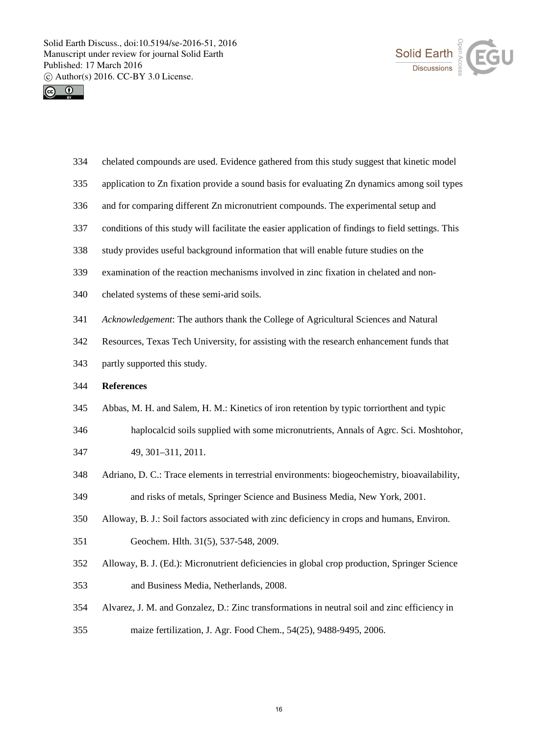chelated compounds are used. Evidence gathered from this study suggest that kinetic model application to Zn fixation provide a sound basis for evaluating Zn dynamics among soil types and for comparing different Zn micronutrient compounds. The experimental setup and conditions of this study will facilitate the easier application of findings to field settings. This study provides useful background information that will enable future studies on the examination of the reaction mechanisms involved in zinc fixation in chelated and non-chelated systems of these semi-arid soils.

*Acknowledgement*: The authors thank the College of Agricultural Sciences and Natural Resources, Texas Tech University, for assisting with the research enhancement funds that partly supported this study.

**References**

Abbas, M. H. and Salem, H. M.: Kinetics of iron retention by typic torriorthent and typic haplocalcid soils supplied with some micronutrients, Annals of Agrc. Sci. Moshtohor, 49, 301–311, 2011.

Adriano, D. C.: Trace elements in terrestrial environments: biogeochemistry, bioavailability, and risks of metals, Springer Science and Business Media, New York, 2001.

Alloway, B. J.: Soil factors associated with zinc deficiency in crops and humans, Environ. Geochem. Hlth. 31(5), 537-548, 2009.

Alloway, B. J. (Ed.): Micronutrient deficiencies in global crop production, Springer Science and Business Media, Netherlands, 2008.

Alvarez, J. M. and Gonzalez, D.: Zinc transformations in neutral soil and zinc efficiency in maize fertilization, J. Agr. Food Chem., 54(25), 9488-9495, 2006.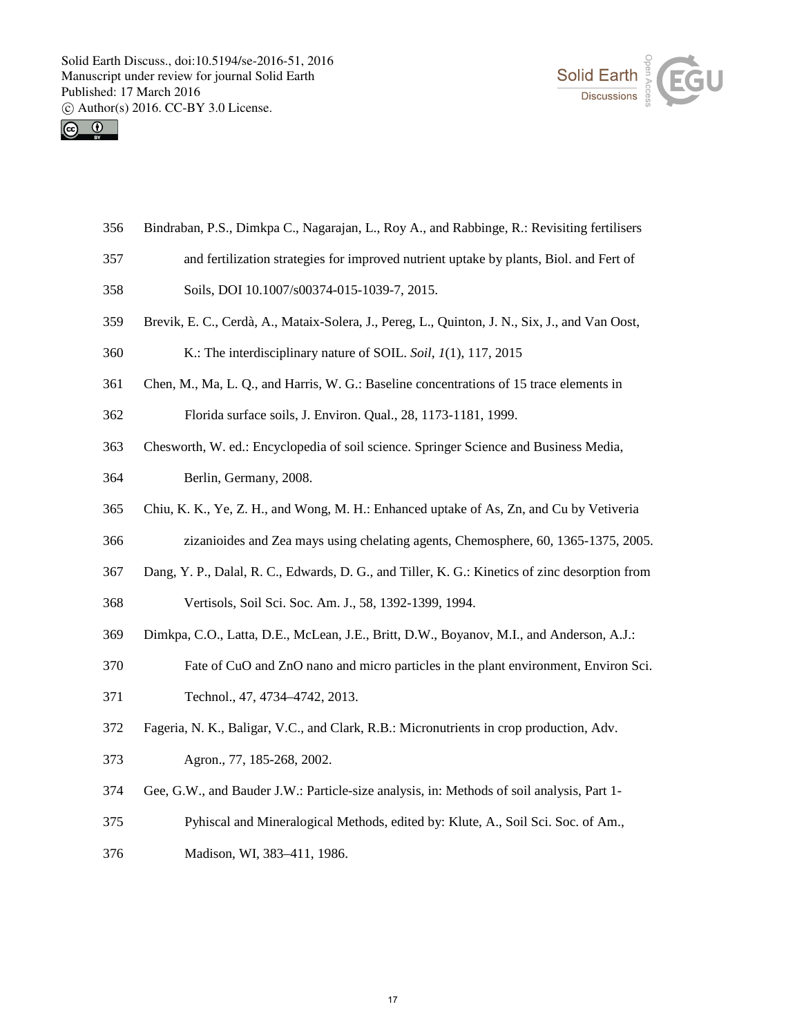Bindraban, P.S., Dimkpa C., Nagarajan, L., Roy A., and Rabbinge, R.: Revisiting fertilisers and fertilization strategies for improved nutrient uptake by plants, Biol. and Fert of Soils, DOI 10.1007/s00374-015-1039-7, 2015.

Brevik, E. C., Cerdà, A., Mataix-Solera, J., Pereg, L., Quinton, J. N., Six, J., and Van Oost, K.: The interdisciplinary nature of SOIL. *Soil*, *1*(1), 117, 2015

Chen, M., Ma, L. Q., and Harris, W. G.: Baseline concentrations of 15 trace elements in Florida surface soils, J. Environ. Qual., 28, 1173-1181, 1999.

Chesworth, W. ed.: Encyclopedia of soil science. Springer Science and Business Media, Berlin, Germany, 2008.

Chiu, K. K., Ye, Z. H., and Wong, M. H.: Enhanced uptake of As, Zn, and Cu by Vetiveria zizanioides and Zea mays using chelating agents, Chemosphere, 60, 1365-1375, 2005.

Dang, Y. P., Dalal, R. C., Edwards, D. G., and Tiller, K. G.: Kinetics of zinc desorption from Vertisols, Soil Sci. Soc. Am. J., 58, 1392-1399, 1994.

Dimkpa, C.O., Latta, D.E., McLean, J.E., Britt, D.W., Boyanov, M.I., and Anderson, A.J.: Fate of CuO and ZnO nano and micro particles in the plant environment, Environ Sci. Technol., 47, 4734–4742, 2013.

Fageria, N. K., Baligar, V.C., and Clark, R.B.: Micronutrients in crop production, Adv. Agron., 77, 185-268, 2002.

Gee, G.W., and Bauder J.W.: Particle-size analysis, in: Methods of soil analysis, Part 1-Pyhiscal and Mineralogical Methods, edited by: Klute, A., Soil Sci. Soc. of Am., Madison, WI, 383–411, 1986.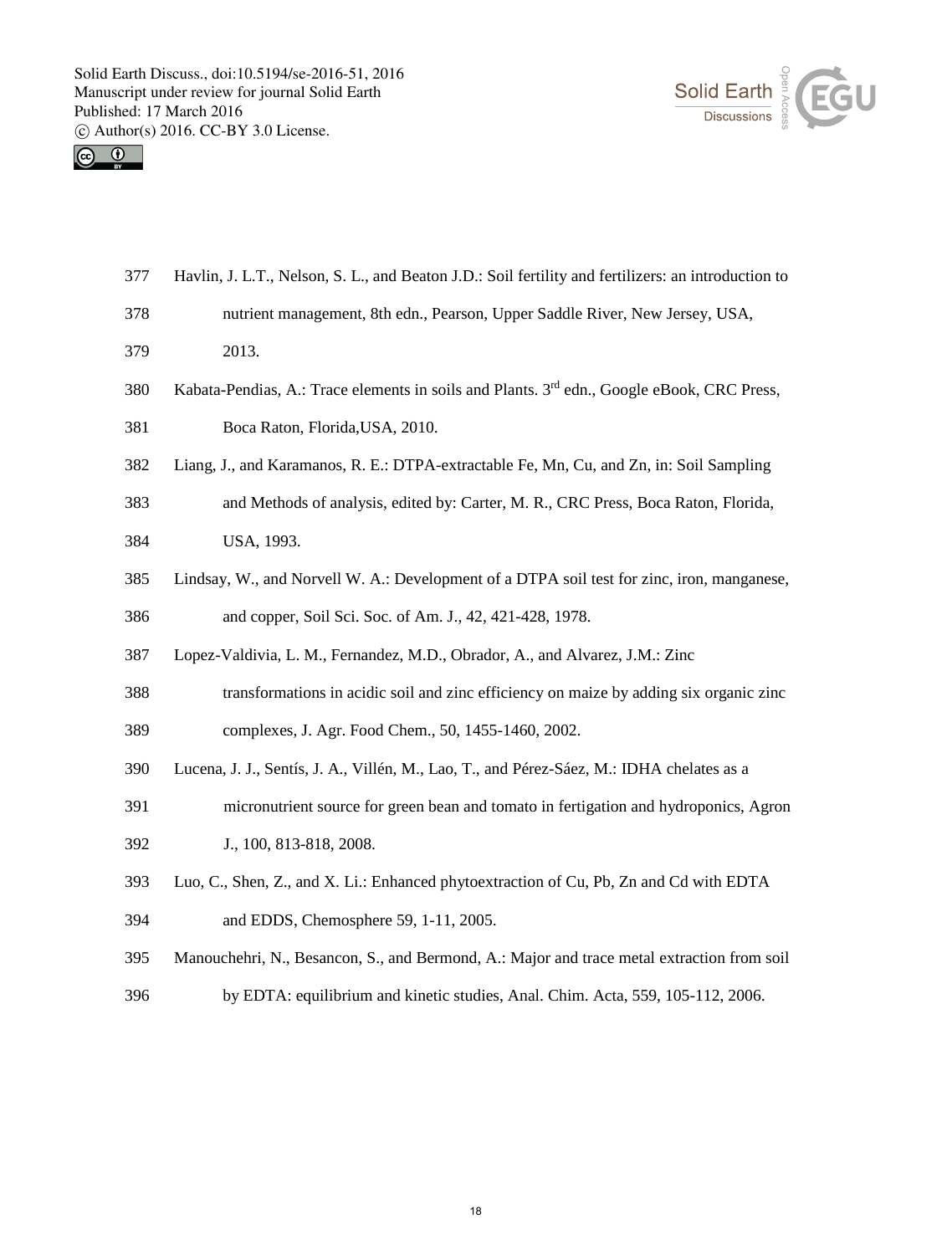Havlin, J. L.T., Nelson, S. L., and Beaton J.D.: Soil fertility and fertilizers: an introduction to nutrient management, 8th edn., Pearson, Upper Saddle River, New Jersey, USA, 2013.

Kabata-Pendias, A.: Trace elements in soils and Plants. 3rd edn., Google eBook, CRC Press, Boca Raton, Florida,USA, 2010.

Liang, J., and Karamanos, R. E.: DTPA-extractable Fe, Mn, Cu, and Zn, in: Soil Sampling and Methods of analysis, edited by: Carter, M. R., CRC Press, Boca Raton, Florida, USA, 1993.

Lindsay, W., and Norvell W. A.: Development of a DTPA soil test for zinc, iron, manganese, and copper, Soil Sci. Soc. of Am. J., 42, 421-428, 1978.

Lopez-Valdivia, L. M., Fernandez, M.D., Obrador, A., and Alvarez, J.M.: Zinc transformations in acidic soil and zinc efficiency on maize by adding six organic zinc complexes, J. Agr. Food Chem., 50, 1455-1460, 2002.

Lucena, J. J., Sentís, J. A., Villén, M., Lao, T., and Pérez-Sáez, M.: IDHA chelates as a micronutrient source for green bean and tomato in fertigation and hydroponics, Agron J., 100, 813-818, 2008.

Luo, C., Shen, Z., and X. Li.: Enhanced phytoextraction of Cu, Pb, Zn and Cd with EDTA and EDDS, Chemosphere 59, 1-11, 2005.

Manouchehri, N., Besancon, S., and Bermond, A.: Major and trace metal extraction from soil by EDTA: equilibrium and kinetic studies, Anal. Chim. Acta, 559, 105-112, 2006.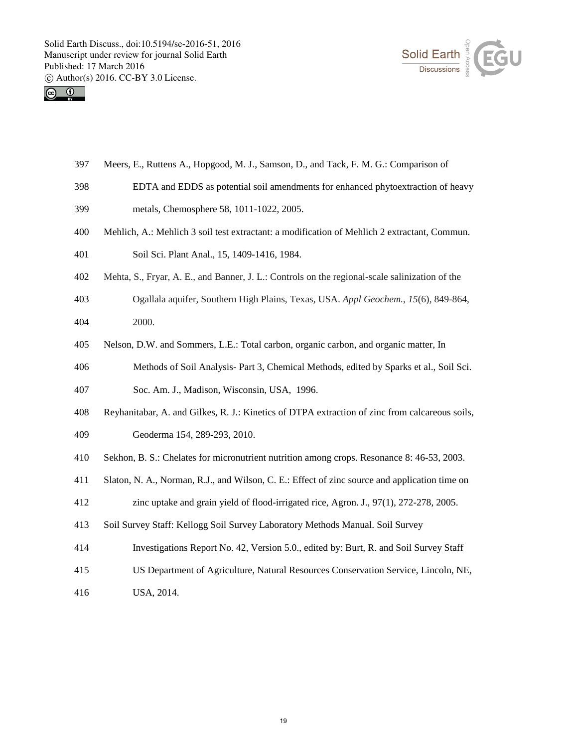Meers, E., Ruttens A., Hopgood, M. J., Samson, D., and Tack, F. M. G.: Comparison of EDTA and EDDS as potential soil amendments for enhanced phytoextraction of heavy metals, Chemosphere 58, 1011-1022, 2005.

Mehlich, A.: Mehlich 3 soil test extractant: a modification of Mehlich 2 extractant, Commun. Soil Sci. Plant Anal., 15, 1409-1416, 1984.

Mehta, S., Fryar, A. E., and Banner, J. L.: Controls on the regional-scale salinization of the Ogallala aquifer, Southern High Plains, Texas, USA. *Appl Geochem.*, *15*(6), 849-864, 2000.

Nelson, D.W. and Sommers, L.E.: Total carbon, organic carbon, and organic matter, In Methods of Soil Analysis- Part 3, Chemical Methods, edited by Sparks et al., Soil Sci. Soc. Am. J., Madison, Wisconsin, USA, 1996.

Reyhanitabar, A. and Gilkes, R. J.: Kinetics of DTPA extraction of zinc from calcareous soils, Geoderma 154, 289-293, 2010.

Sekhon, B. S.: Chelates for micronutrient nutrition among crops. Resonance 8: 46-53, 2003.

Slaton, N. A., Norman, R.J., and Wilson, C. E.: Effect of zinc source and application time on zinc uptake and grain yield of flood-irrigated rice, Agron. J., 97(1), 272-278, 2005.

Soil Survey Staff: Kellogg Soil Survey Laboratory Methods Manual. Soil Survey Investigations Report No. 42, Version 5.0., edited by: Burt, R. and Soil Survey Staff US Department of Agriculture, Natural Resources Conservation Service, Lincoln, NE, USA, 2014.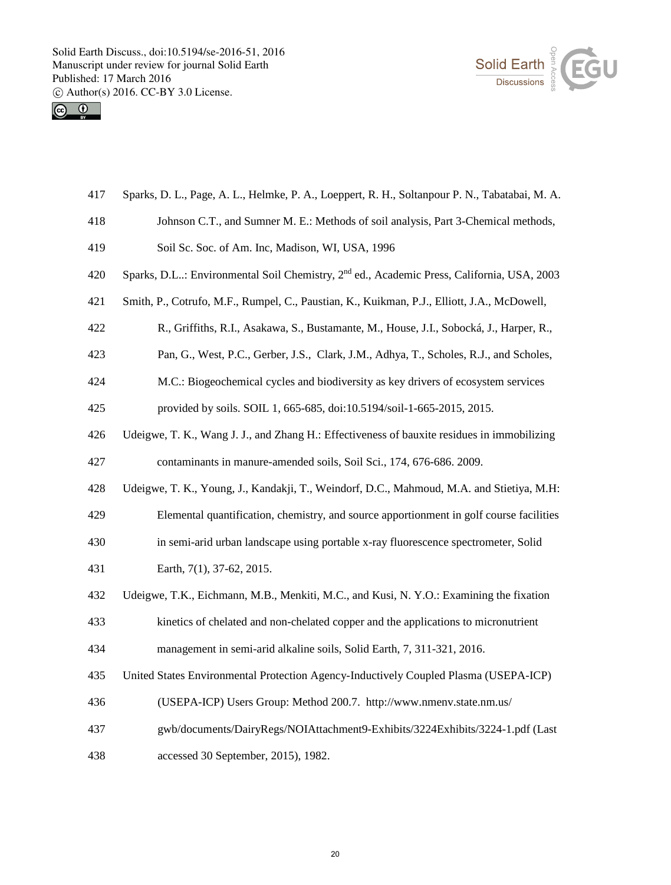417 Sparks, D. L., Page, A. L., Helmke, P. A., Loeppert, R. H., Soltanpour P. N., Tabatabai, M. A.
418 Johnson C.T., and Sumner M. E.: Methods of soil analysis, Part 3-Chemical methods,
419 Soil Sc. Soc. of Am. Inc, Madison, WI, USA, 1996

420 Sparks, D.L..: Environmental Soil Chemistry, 2nd ed., Academic Press, California, USA, 2003

421 Smith, P., Cotrufo, M.F., Rumpel, C., Paustian, K., Kuikman, P.J., Elliott, J.A., McDowell,
422 R., Griffiths, R.I., Asakawa, S., Bustamante, M., House, J.I., Sobocká, J., Harper, R.,
423 Pan, G., West, P.C., Gerber, J.S., Clark, J.M., Adhya, T., Scholes, R.J., and Scholes,
424 M.C.: Biogeochemical cycles and biodiversity as key drivers of ecosystem services
425 provided by soils. SOIL 1, 665-685, doi:10.5194/soil-1-665-2015, 2015.

426 Udeigwe, T. K., Wang J. J., and Zhang H.: Effectiveness of bauxite residues in immobilizing
427 contaminants in manure-amended soils, Soil Sci., 174, 676-686. 2009.

428 Udeigwe, T. K., Young, J., Kandakji, T., Weindorf, D.C., Mahmoud, M.A. and Stietiya, M.H:
429 Elemental quantification, chemistry, and source apportionment in golf course facilities
430 in semi-arid urban landscape using portable x-ray fluorescence spectrometer, Solid
431 Earth, 7(1), 37-62, 2015.

432 Udeigwe, T.K., Eichmann, M.B., Menkiti, M.C., and Kusi, N. Y.O.: Examining the fixation
433 kinetics of chelated and non-chelated copper and the applications to micronutrient
434 management in semi-arid alkaline soils, Solid Earth, 7, 311-321, 2016.

435 United States Environmental Protection Agency-Inductively Coupled Plasma (USEPA-ICP)
436 (USEPA-ICP) Users Group: Method 200.7. http://www.nmenv.state.nm.us/
437 gwb/documents/DairyRegs/NOIAttachment9-Exhibits/3224Exhibits/3224-1.pdf (Last
438 accessed 30 September, 2015), 1982.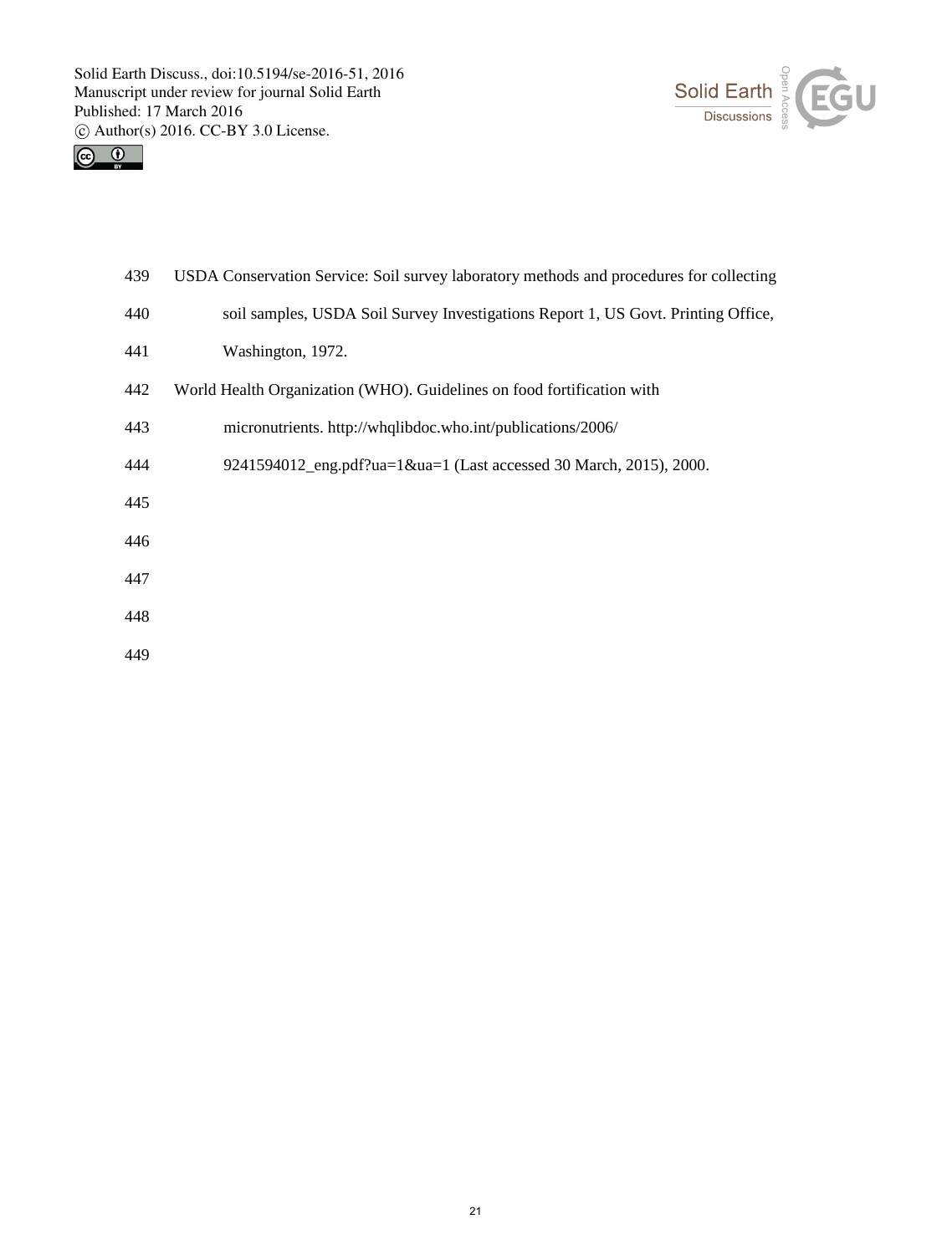USDA Conservation Service: Soil survey laboratory methods and procedures for collecting soil samples, USDA Soil Survey Investigations Report 1, US Govt. Printing Office, Washington, 1972.

World Health Organization (WHO). Guidelines on food fortification with micronutrients. http://whqlibdoc.who.int/publications/2006/9241594012_eng.pdf?ua=1&ua=1 (Last accessed 30 March, 2015), 2000.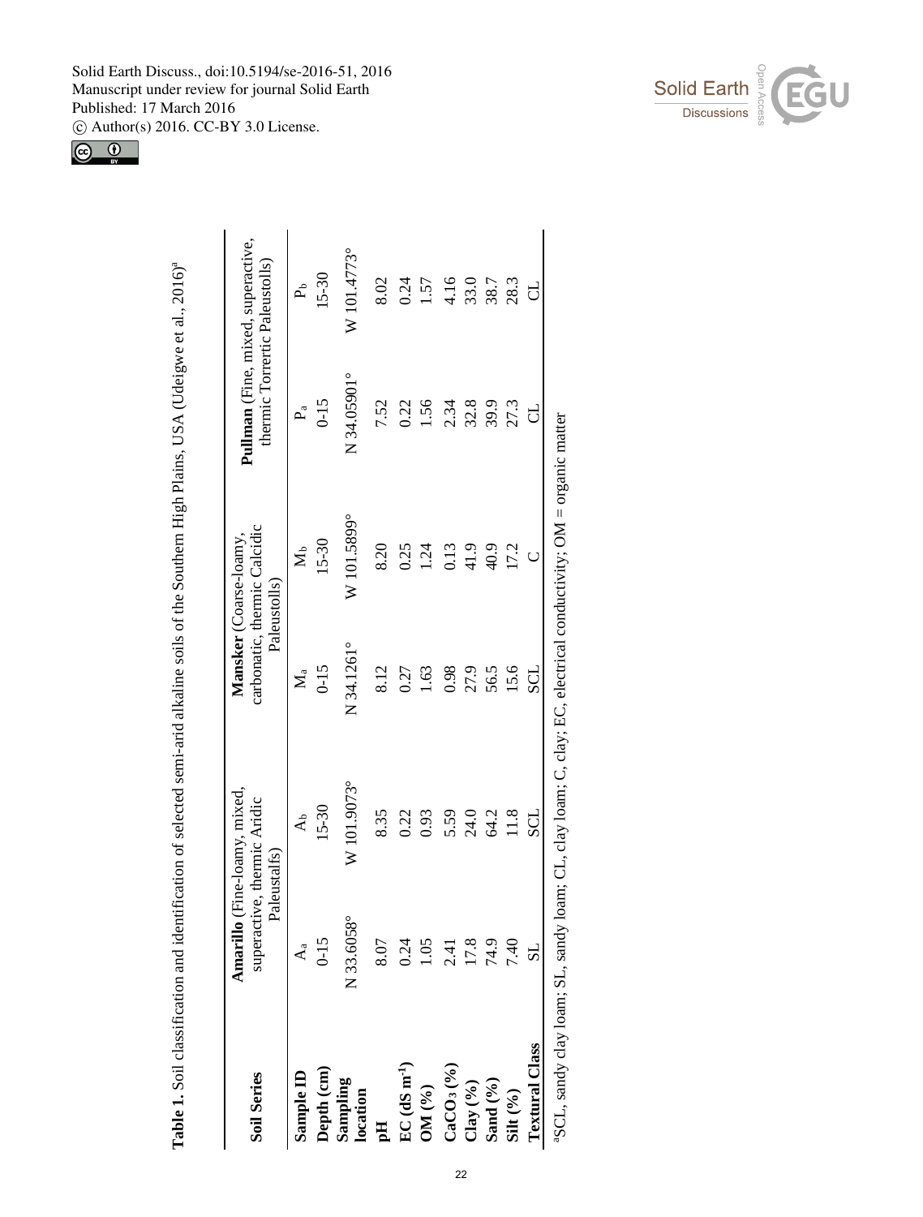**Table 1.** Soil classification and identification of selected semi-arid alkaline soils of the Southern High Plains, USA (Udeigwe et al., 2016)[a]

| Soil Series | **Amarillo** (Fine-loamy, mixed, superactive, thermic Aridic Paleustalfs) | | **Mansker** (Coarse-loamy, carbonatic, thermic Calcidic Paleustolls) | | **Pullman** (Fine, mixed, superactive, thermic Torrertic Paleustolls) | |
|---|---|---|---|---|---|---|
| **Sample ID** | $A_a$ | $A_b$ | $M_a$ | $M_b$ | $P_a$ | $P_b$ |
| **Depth (cm)** | 0-15 | 15-30 | 0-15 | 15-30 | 0-15 | 15-30 |
| **Sampling location** | N 33.6058° | W 101.9073° | N 34.1261° | W 101.5899° | N 34.05901° | W 101.4773° |
| **pH** | 8.07 | 8.35 | 8.12 | 8.20 | 7.52 | 8.02 |
| **EC (dS $m^{-1}$)** | 0.24 | 0.22 | 0.27 | 0.25 | 0.22 | 0.24 |
| **OM (%)** | 1.05 | 0.93 | 1.63 | 1.24 | 1.56 | 1.57 |
| **$CaCO_3$ (%)** | 2.41 | 5.59 | 0.98 | 0.13 | 2.34 | 4.16 |
| **Clay (%)** | 17.8 | 24.0 | 27.9 | 41.9 | 32.8 | 33.0 |
| **Sand (%)** | 74.9 | 64.2 | 56.5 | 40.9 | 39.9 | 38.7 |
| **Silt (%)** | 7.40 | 11.8 | 15.6 | 17.2 | 27.3 | 28.3 |
| **Textural Class** | SL | SCL | SCL | C | CL | CL |

[a]SCL, sandy clay loam; SL, sandy loam; CL, clay loam; C, clay; EC, electrical conductivity; OM = organic matter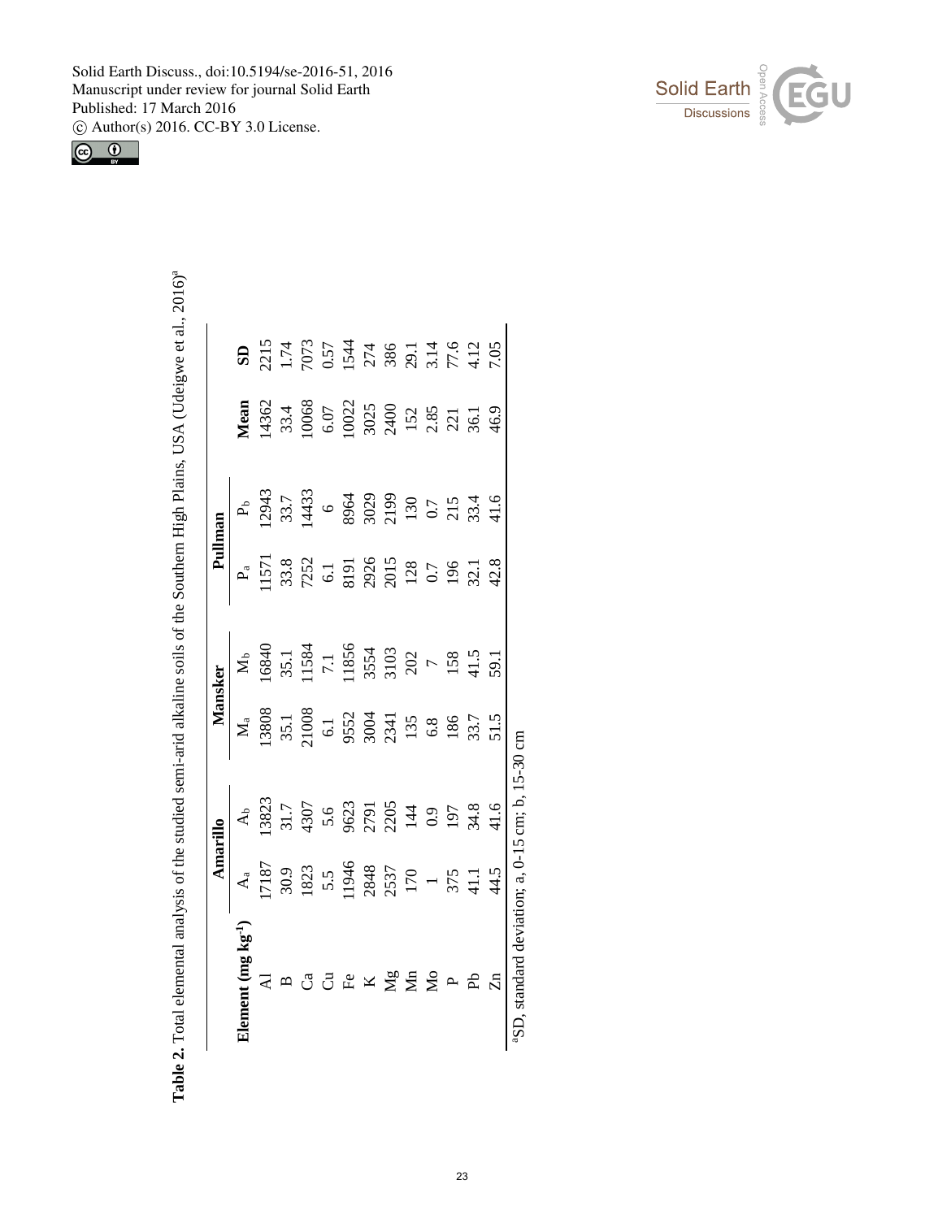**Table 2.** Total elemental analysis of the studied semi-arid alkaline soils of the Southern High Plains, USA (Udeigwe et al., 2016)[a]

| | Amarillo | | Mansker | | Pullman | | | |
|---|---|---|---|---|---|---|---|---|
| Element (mg kg$^{-1}$) | $A_a$ | $A_b$ | $M_a$ | $M_b$ | $P_a$ | $P_b$ | Mean | SD |
| Al | 17187 | 13823 | 13808 | 16840 | 11571 | 12943 | 14362 | 2215 |
| B | 30.9 | 31.7 | 35.1 | 35.1 | 33.8 | 33.7 | 33.4 | 1.74 |
| Ca | 1823 | 4307 | 21008 | 11584 | 7252 | 14433 | 10068 | 7073 |
| Cu | 5.5 | 5.6 | 6.1 | 7.1 | 6.1 | 6 | 6.07 | 0.57 |
| Fe | 11946 | 9623 | 9552 | 11856 | 8191 | 8964 | 10022 | 1544 |
| K | 2848 | 2791 | 3004 | 3554 | 2926 | 3029 | 3025 | 274 |
| Mg | 2537 | 2205 | 2341 | 3103 | 2015 | 2199 | 2400 | 386 |
| Mn | 170 | 144 | 135 | 202 | 128 | 130 | 152 | 29.1 |
| Mo | 1 | 0.9 | 6.8 | 7 | 0.7 | 0.7 | 2.85 | 3.14 |
| P | 375 | 197 | 186 | 158 | 196 | 215 | 221 | 77.6 |
| Pb | 41.1 | 34.8 | 33.7 | 41.5 | 32.1 | 33.4 | 36.1 | 4.12 |
| Zn | 44.5 | 41.6 | 51.5 | 59.1 | 42.8 | 41.6 | 46.9 | 7.05 |

[a]SD, standard deviation; a, 0-15 cm; b, 15-30 cm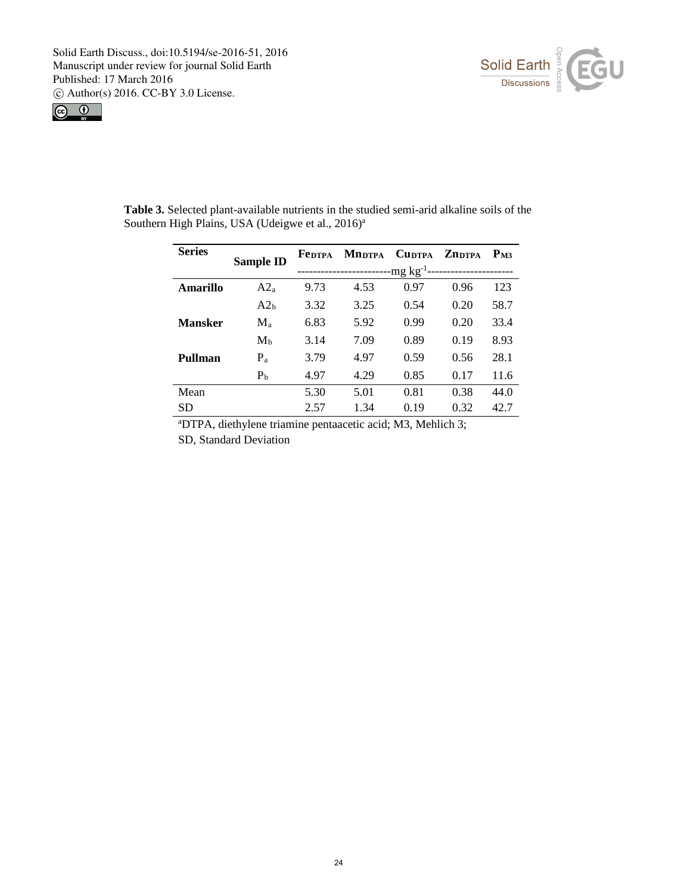**Table 3.** Selected plant-available nutrients in the studied semi-arid alkaline soils of the Southern High Plains, USA (Udeigwe et al., 2016)[a]

| **Series** | **Sample ID** | **$Fe_{DTPA}$** | **$Mn_{DTPA}$** | **$Cu_{DTPA}$** | **$Zn_{DTPA}$** | **$P_{M3}$** |
|---|---|---|---|---|---|---|
| | | mg kg$^{-1}$ | | | | |
| **Amarillo** | $A2_a$ | 9.73 | 4.53 | 0.97 | 0.96 | 123 |
| | $A2_b$ | 3.32 | 3.25 | 0.54 | 0.20 | 58.7 |
| **Mansker** | $M_a$ | 6.83 | 5.92 | 0.99 | 0.20 | 33.4 |
| | $M_b$ | 3.14 | 7.09 | 0.89 | 0.19 | 8.93 |
| **Pullman** | $P_a$ | 3.79 | 4.97 | 0.59 | 0.56 | 28.1 |
| | $P_b$ | 4.97 | 4.29 | 0.85 | 0.17 | 11.6 |
| Mean | | 5.30 | 5.01 | 0.81 | 0.38 | 44.0 |
| SD | | 2.57 | 1.34 | 0.19 | 0.32 | 42.7 |

[a]DTPA, diethylene triamine pentaacetic acid; M3, Mehlich 3;
SD, Standard Deviation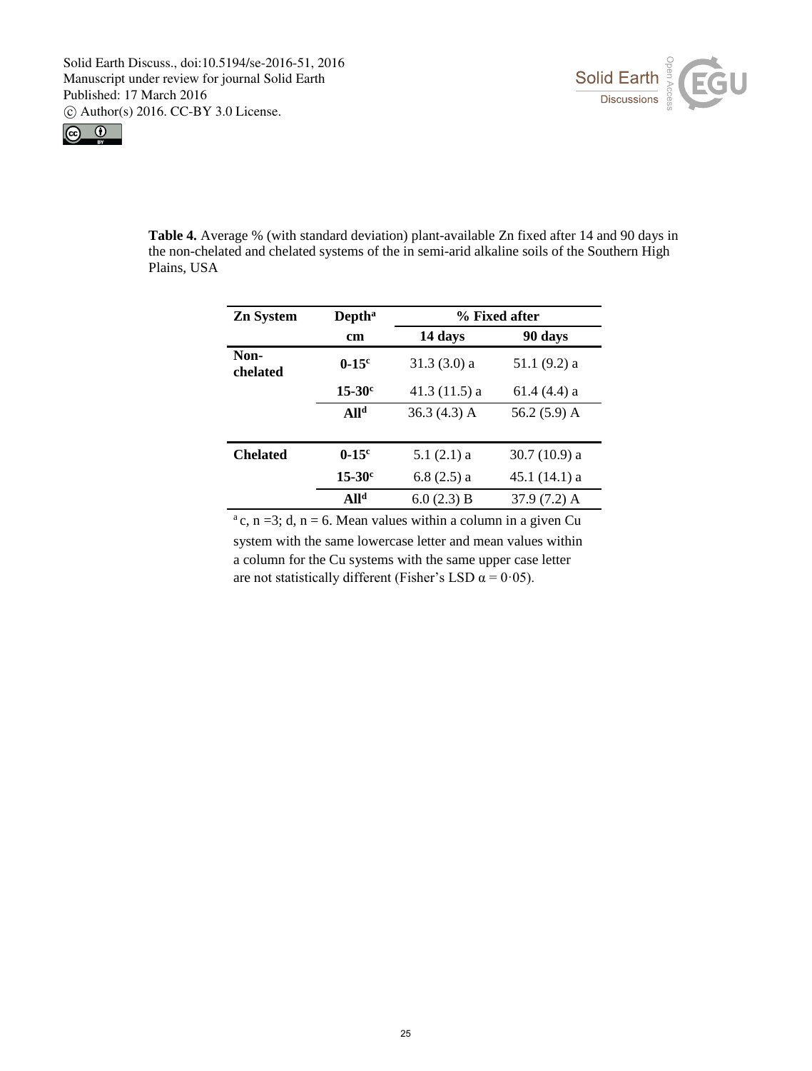**Table 4.** Average % (with standard deviation) plant-available Zn fixed after 14 and 90 days in the non-chelated and chelated systems of the in semi-arid alkaline soils of the Southern High Plains, USA

| Zn System | Depth[a] | % Fixed after | |
|---|---|---|---|
| | cm | 14 days | 90 days |
| Non-chelated | 0-15[c] | 31.3 (3.0) a | 51.1 (9.2) a |
| | 15-30[c] | 41.3 (11.5) a | 61.4 (4.4) a |
| | All[d] | 36.3 (4.3) A | 56.2 (5.9) A |
| Chelated | 0-15[c] | 5.1 (2.1) a | 30.7 (10.9) a |
| | 15-30[c] | 6.8 (2.5) a | 45.1 (14.1) a |
| | All[d] | 6.0 (2.3) B | 37.9 (7.2) A |

[a] c, n =3; d, n = 6. Mean values within a column in a given Cu system with the same lowercase letter and mean values within a column for the Cu systems with the same upper case letter are not statistically different (Fisher's LSD $\alpha = 0{\cdot}05$).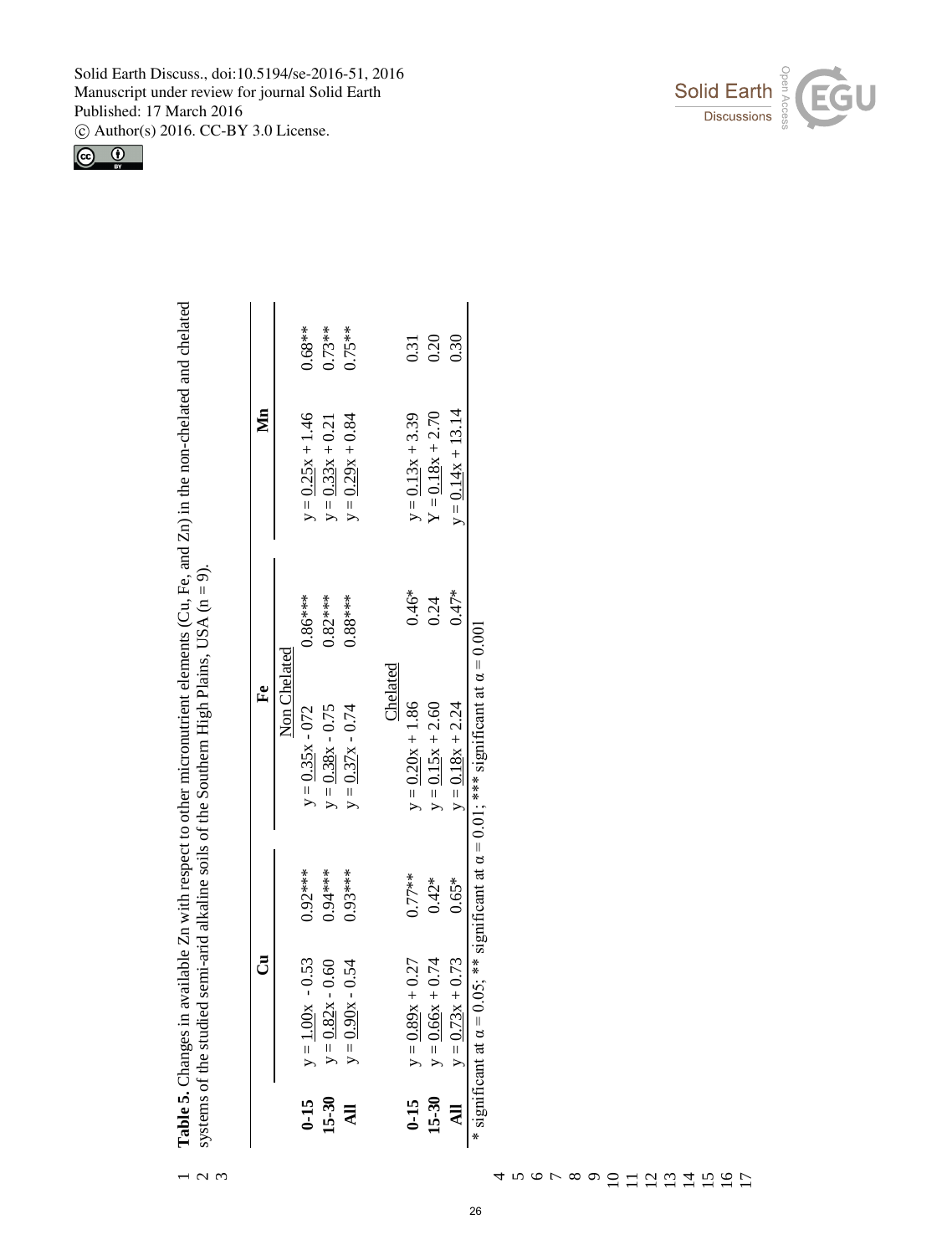**Table 5.** Changes in available Zn with respect to other micronutrient elements (Cu, Fe, and Zn) in the non-chelated and chelated systems of the studied semi-arid alkaline soils of the Southern High Plains, USA (n = 9).

| | Cu | | Fe | | Mn | |
|---|---|---|---|---|---|---|
| | | | Non Chelated | | | |
| **0-15** | y = <u>1.00</u>x - 0.53 | 0.92*** | y = <u>0.35</u>x - 072 | 0.86*** | y = <u>0.25</u>x + 1.46 | 0.68** |
| **15-30** | y = <u>0.82</u>x - 0.60 | 0.94*** | y = <u>0.38</u>x - 0.75 | 0.82*** | y = <u>0.33</u>x + 0.21 | 0.73** |
| **All** | y = <u>0.90</u>x - 0.54 | 0.93*** | y = <u>0.37</u>x - 0.74 | 0.88*** | y = <u>0.29</u>x + 0.84 | 0.75** |
| | | | Chelated | | | |
| **0-15** | y = <u>0.89</u>x + 0.27 | 0.77** | y = <u>0.20</u>x + 1.86 | 0.46* | y = <u>0.13</u>x + 3.39 | 0.31 |
| **15-30** | y = <u>0.66</u>x + 0.74 | 0.42* | y = <u>0.15</u>x + 2.60 | 0.24 | Y = <u>0.18</u>x + 2.70 | 0.20 |
| **All** | y = <u>0.73</u>x + 0.73 | 0.65* | y = <u>0.18</u>x + 2.24 | 0.47* | y = <u>0.14</u>x + 13.14 | 0.30 |

* significant at $\alpha = 0.05$; ** significant at $\alpha = 0.01$; *** significant at $\alpha = 0.001$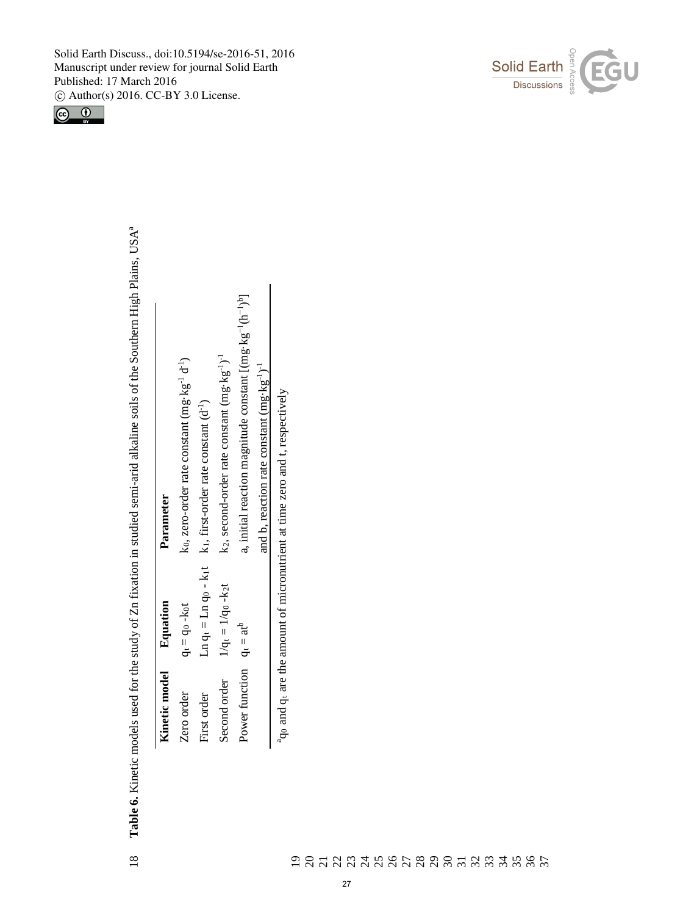**Table 6.** Kinetic models used for the study of Zn fixation in studied semi-arid alkaline soils of the Southern High Plains, USA[a]

| Kinetic model | Equation | Parameter |
|---|---|---|
| Zero order | $q_t = q_0 - k_0 t$ | $k_0$, zero-order rate constant ($mg \cdot kg^{-1} d^{-1}$) |
| First order | $Ln\, q_t = Ln\, q_0 - k_1 t$ | $k_1$, first-order rate constant ($d^{-1}$) |
| Second order | $1/q_t = 1/q_0 - k_2 t$ | $k_2$, second-order rate constant ($(mg \cdot kg^{-1})^{-1}$) |
| Power function | $q_t = at^b$ | a, initial reaction magnitude constant [$(mg \cdot kg^{-1}(h^{-1})^b$] |
| | | and b, reaction rate constant ($(mg \cdot kg^{-1})^{-1}$) |

[a] $q_0$ and $q_t$ are the amount of micronutrient at time zero and t, respectively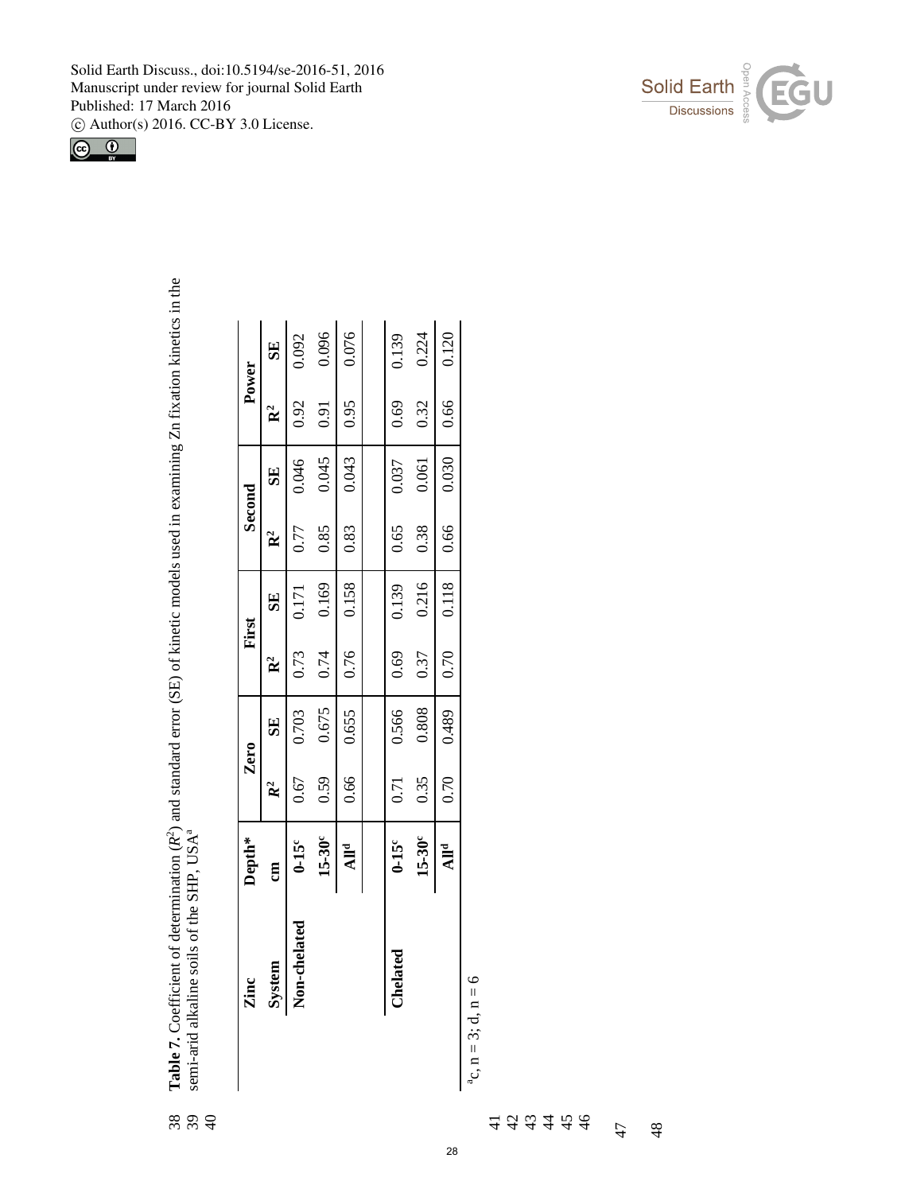**Table 7.** Coefficient of determination ($R^2$) and standard error (SE) of kinetic models used in examining Zn fixation kinetics in the semi-arid alkaline soils of the SHP, USA[a]

| Zinc | Depth* | Zero | | First | | Second | | Power | |
|---|---|---|---|---|---|---|---|---|---|
| System | cm | $R^2$ | SE | $R^2$ | SE | $R^2$ | SE | $R^2$ | SE |
| **Non-chelated** | **0-15[c]** | 0.67 | 0.703 | 0.73 | 0.171 | 0.77 | 0.046 | 0.92 | 0.092 |
| | **15-30[c]** | 0.59 | 0.675 | 0.74 | 0.169 | 0.85 | 0.045 | 0.91 | 0.096 |
| | **All[d]** | 0.66 | 0.655 | 0.76 | 0.158 | 0.83 | 0.043 | 0.95 | 0.076 |
| | | | | | | | | | |
| **Chelated** | **0-15[c]** | 0.71 | 0.566 | 0.69 | 0.139 | 0.65 | 0.037 | 0.69 | 0.139 |
| | **15-30[c]** | 0.35 | 0.808 | 0.37 | 0.216 | 0.38 | 0.061 | 0.32 | 0.224 |
| | **All[d]** | 0.70 | 0.489 | 0.70 | 0.118 | 0.66 | 0.030 | 0.66 | 0.120 |

[a]c, n = 3; d, n = 6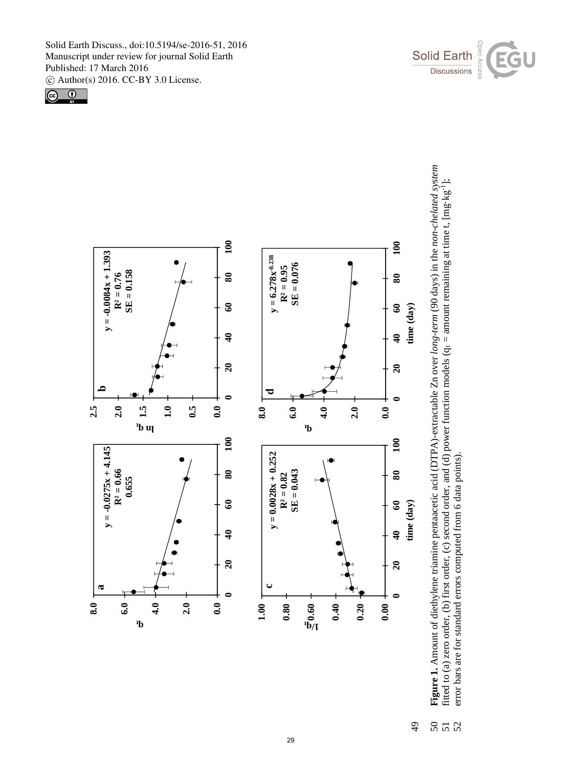a

y = -0.0275x + 4.145
R² = 0.66
0.655

$q_t$

8.0
6.0
4.0
2.0
0.0

0 20 40 60 80 100

b

y = -0.0084x + 1.393
R² = 0.76
SE = 0.158

ln $q_t$

2.5
2.0
1.5
1.0
0.5
0.0

0 20 40 60 80 100

c

y = 0.0028x + 0.252
R² = 0.82
SE = 0.043

$1/q_t$

1.00
0.80
0.60
0.40
0.20
0.00

0 20 40 60 80 100

time (day)

d

y = 6.278x^-0.238
R² = 0.95
SE = 0.076

$q_t$

8.0
6.0
4.0
2.0
0.0

0 20 40 60 80 100

time (day)

**Figure 1.** Amount of diethylene triamine pentaacetic acid (DTPA)-extractable Zn over *long-term* (90 days) in the *non-chelated system* fitted to (a) zero order, (b) first order, (c) second order, and (d) power function models ($q_t$ = amount remaining at time t, [mg·kg$^{-1}$]; error bars are for standard errors computed from 6 data points).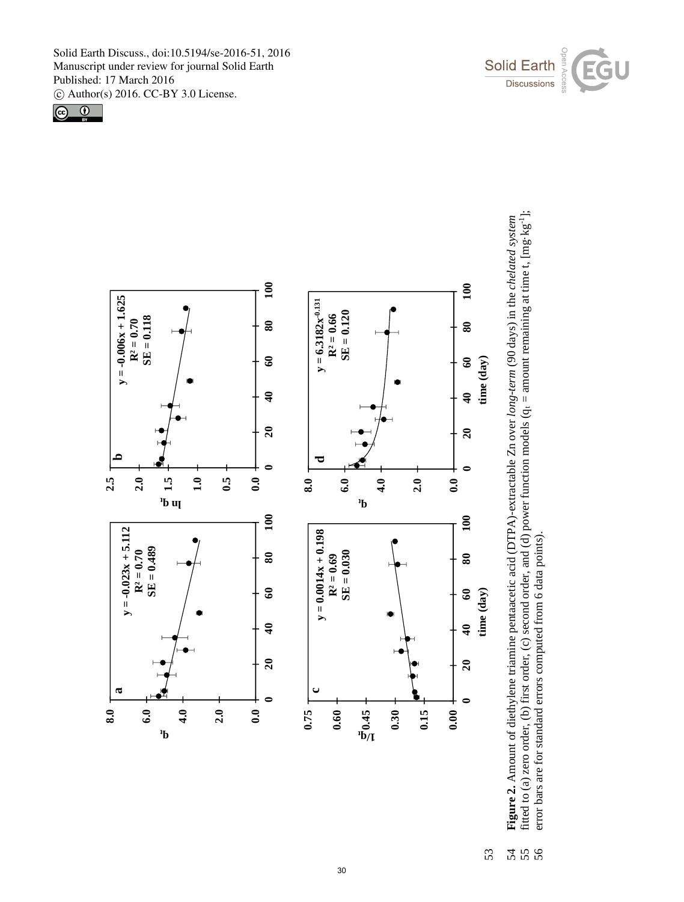a

y = -0.023x + 5.112
R² = 0.70
SE = 0.489

$q_t$

8.0
6.0
4.0
2.0
0.0

0 20 40 60 80 100

b

y = -0.006x + 1.625
R² = 0.70
SE = 0.118

ln $q_t$

2.5
2.0
1.5
1.0
0.5
0.0

0 20 40 60 80 100

c

y = 0.0014x + 0.198
R² = 0.69
SE = 0.030

1/$q_t$

0.75
0.60
0.45
0.30
0.15
0.00

0 20 40 60 80 100

time (day)

d

y = 6.3182x$^{-0.131}$
R² = 0.66
SE = 0.120

$q_t$

8.0
6.0
4.0
2.0
0.0

0 20 40 60 80 100

time (day)

**Figure 2.** Amount of diethylene triamine pentaacetic acid (DTPA)-extractable Zn over *long-term* (90 days) in the *chelated system* fitted to (a) zero order, (b) first order, (c) second order, and (d) power function models ($q_t$ = amount remaining at time t, [mg·kg$^{-1}$]; error bars are for standard errors computed from 6 data points).